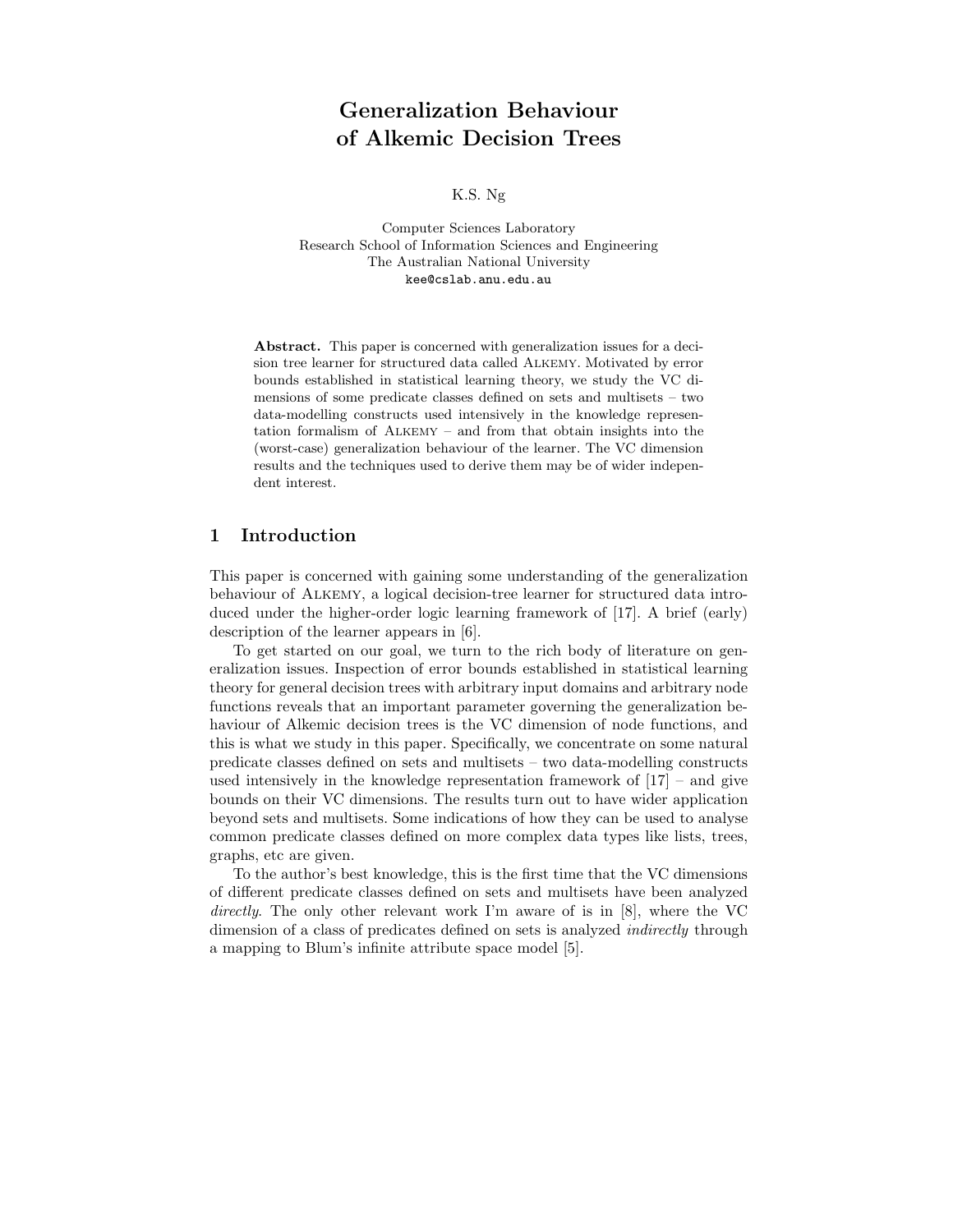# Generalization Behaviour of Alkemic Decision Trees

K.S. Ng

Computer Sciences Laboratory
Research School of Information Sciences and Engineering
The Australian National University
kee@cslab.anu.edu.au

**Abstract.** This paper is concerned with generalization issues for a decision tree learner for structured data called Alkemy. Motivated by error bounds established in statistical learning theory, we study the VC dimensions of some predicate classes defined on sets and multisets – two data-modelling constructs used intensively in the knowledge representation formalism of Alkemy – and from that obtain insights into the (worst-case) generalization behaviour of the learner. The VC dimension results and the techniques used to derive them may be of wider independent interest.

## 1 Introduction

This paper is concerned with gaining some understanding of the generalization behaviour of Alkemy, a logical decision-tree learner for structured data introduced under the higher-order logic learning framework of [17]. A brief (early) description of the learner appears in [6].

To get started on our goal, we turn to the rich body of literature on generalization issues. Inspection of error bounds established in statistical learning theory for general decision trees with arbitrary input domains and arbitrary node functions reveals that an important parameter governing the generalization behaviour of Alkemic decision trees is the VC dimension of node functions, and this is what we study in this paper. Specifically, we concentrate on some natural predicate classes defined on sets and multisets – two data-modelling constructs used intensively in the knowledge representation framework of [17] – and give bounds on their VC dimensions. The results turn out to have wider application beyond sets and multisets. Some indications of how they can be used to analyse common predicate classes defined on more complex data types like lists, trees, graphs, etc are given.

To the author's best knowledge, this is the first time that the VC dimensions of different predicate classes defined on sets and multisets have been analyzed *directly*. The only other relevant work I'm aware of is in [8], where the VC dimension of a class of predicates defined on sets is analyzed *indirectly* through a mapping to Blum's infinite attribute space model [5].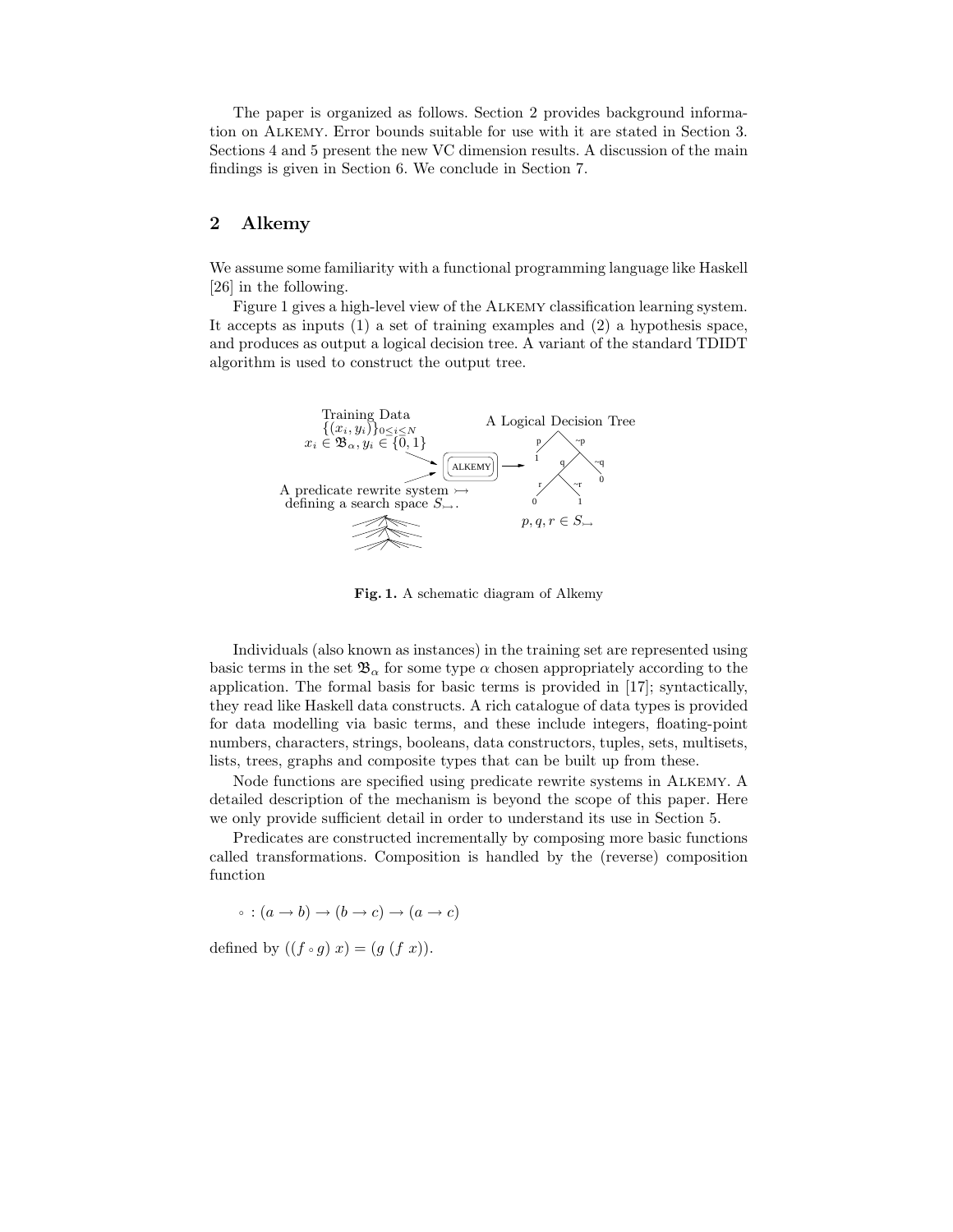The paper is organized as follows. Section 2 provides background information on Alkemy. Error bounds suitable for use with it are stated in Section 3. Sections 4 and 5 present the new VC dimension results. A discussion of the main findings is given in Section 6. We conclude in Section 7.

## 2 Alkemy

We assume some familiarity with a functional programming language like Haskell [26] in the following.

Figure 1 gives a high-level view of the Alkemy classification learning system. It accepts as inputs (1) a set of training examples and (2) a hypothesis space, and produces as output a logical decision tree. A variant of the standard TDIDT algorithm is used to construct the output tree.

Training Data $\{(x_i, y_i)\}_{0 \leq i \leq N}$ $x_i \in \mathfrak{B}_\alpha, y_i \in \{0, 1\}$

A predicate rewrite system $\rightarrowtail$ defining a search space $S_{\rightarrowtail}$.

ALKEMY

A Logical Decision Tree

$p, q, r \in S_{\rightarrowtail}$

**Fig. 1.** A schematic diagram of Alkemy

Individuals (also known as instances) in the training set are represented using basic terms in the set $\mathfrak{B}_\alpha$ for some type $\alpha$ chosen appropriately according to the application. The formal basis for basic terms is provided in [17]; syntactically, they read like Haskell data constructs. A rich catalogue of data types is provided for data modelling via basic terms, and these include integers, floating-point numbers, characters, strings, booleans, data constructors, tuples, sets, multisets, lists, trees, graphs and composite types that can be built up from these.

Node functions are specified using predicate rewrite systems in Alkemy. A detailed description of the mechanism is beyond the scope of this paper. Here we only provide sufficient detail in order to understand its use in Section 5.

Predicates are constructed incrementally by composing more basic functions called transformations. Composition is handled by the (reverse) composition function

$$\circ : (a \rightarrow b) \rightarrow (b \rightarrow c) \rightarrow (a \rightarrow c)$$

defined by $((f \circ g)\ x) = (g\ (f\ x))$.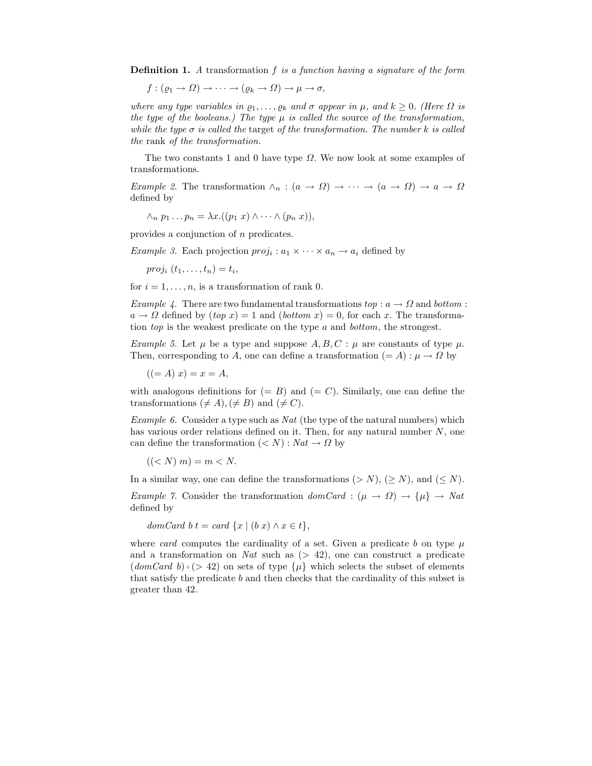**Definition 1.** *A* transformation $f$ *is a function having a signature of the form*

$$f : (\varrho_1 \to \Omega) \to \cdots \to (\varrho_k \to \Omega) \to \mu \to \sigma,$$

*where any type variables in* $\varrho_1, \ldots, \varrho_k$ *and* $\sigma$ *appear in* $\mu$*, and* $k \geq 0$*. (Here* $\Omega$ *is the type of the booleans.) The type* $\mu$ *is called the* source *of the transformation, while the type* $\sigma$ *is called the* target *of the transformation. The number* $k$ *is called the* rank *of the transformation.*

The two constants 1 and 0 have type $\Omega$. We now look at some examples of transformations.

*Example 2.* The transformation $\wedge_n : (a \to \Omega) \to \cdots \to (a \to \Omega) \to a \to \Omega$ defined by

$$\wedge_n \; p_1 \ldots p_n = \lambda x.((p_1 \; x) \wedge \cdots \wedge (p_n \; x)),$$

provides a conjunction of $n$ predicates.

*Example 3.* Each projection $proj_i : a_1 \times \cdots \times a_n \to a_i$ defined by

$$proj_i \; (t_1, \ldots, t_n) = t_i,$$

for $i = 1, \ldots, n$, is a transformation of rank 0.

*Example 4.* There are two fundamental transformations $top : a \to \Omega$ and $bottom : a \to \Omega$ defined by $(top \; x) = 1$ and $(bottom \; x) = 0$, for each $x$. The transformation $top$ is the weakest predicate on the type $a$ and $bottom$, the strongest.

*Example 5.* Let $\mu$ be a type and suppose $A, B, C : \mu$ are constants of type $\mu$. Then, corresponding to $A$, one can define a transformation $(= A) : \mu \to \Omega$ by

$$((= A) \; x) = x = A,$$

with analogous definitions for $(= B)$ and $(= C)$. Similarly, one can define the transformations $(\neq A), (\neq B)$ and $(\neq C)$.

*Example 6.* Consider a type such as $Nat$ (the type of the natural numbers) which has various order relations defined on it. Then, for any natural number $N$, one can define the transformation $(< N) : Nat \to \Omega$ by

$$((< N) \; m) = m < N.$$

In a similar way, one can define the transformations $(> N)$, $(\geq N)$, and $(\leq N)$.

*Example 7.* Consider the transformation $domCard : (\mu \to \Omega) \to \{\mu\} \to Nat$ defined by

$$domCard \; b \; t = card \; \{x \mid (b \; x) \wedge x \in t\},$$

where $card$ computes the cardinality of a set. Given a predicate $b$ on type $\mu$ and a transformation on $Nat$ such as $(> 42)$, one can construct a predicate $(domCard \; b) \circ (> 42)$ on sets of type $\{\mu\}$ which selects the subset of elements that satisfy the predicate $b$ and then checks that the cardinality of this subset is greater than 42.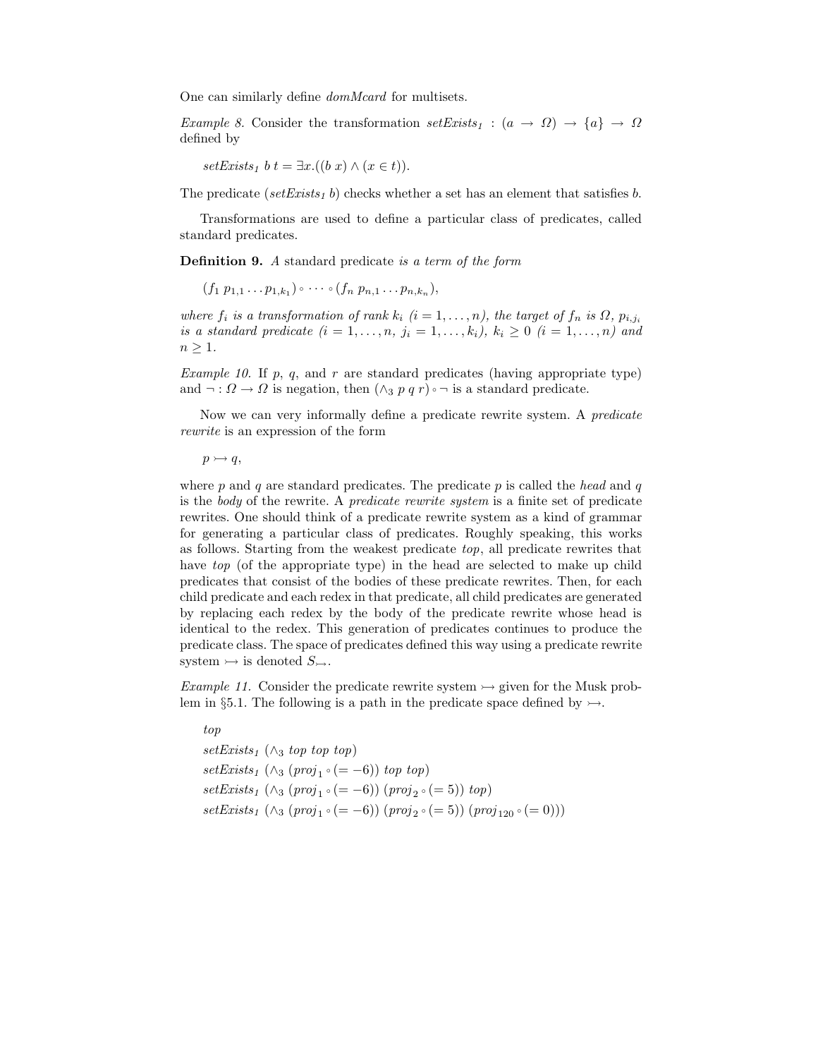One can similarly define *domMcard* for multisets.

*Example 8.* Consider the transformation $setExists_1 : (a \to \Omega) \to \{a\} \to \Omega$ defined by

$$setExists_1\ b\ t = \exists x.((b\ x) \wedge (x \in t)).$$

The predicate ($setExists_1\ b$) checks whether a set has an element that satisfies $b$.

Transformations are used to define a particular class of predicates, called standard predicates.

**Definition 9.** *A* standard predicate *is a term of the form*

$$(f_1\ p_{1,1} \ldots p_{1,k_1}) \circ \cdots \circ (f_n\ p_{n,1} \ldots p_{n,k_n}),$$

*where $f_i$ is a transformation of rank $k_i$ ($i = 1, \ldots, n$), the target of $f_n$ is $\Omega$, $p_{i,j_i}$ is a standard predicate ($i = 1, \ldots, n$, $j_i = 1, \ldots, k_i$), $k_i \geq 0$ ($i = 1, \ldots, n$) and $n \geq 1$.*

*Example 10.* If $p$, $q$, and $r$ are standard predicates (having appropriate type) and $\neg : \Omega \to \Omega$ is negation, then $(\wedge_3\ p\ q\ r) \circ \neg$ is a standard predicate.

Now we can very informally define a predicate rewrite system. A *predicate rewrite* is an expression of the form

$$p \rightarrowtail q,$$

where $p$ and $q$ are standard predicates. The predicate $p$ is called the *head* and $q$ is the *body* of the rewrite. A *predicate rewrite system* is a finite set of predicate rewrites. One should think of a predicate rewrite system as a kind of grammar for generating a particular class of predicates. Roughly speaking, this works as follows. Starting from the weakest predicate *top*, all predicate rewrites that have *top* (of the appropriate type) in the head are selected to make up child predicates that consist of the bodies of these predicate rewrites. Then, for each child predicate and each redex in that predicate, all child predicates are generated by replacing each redex by the body of the predicate rewrite whose head is identical to the redex. This generation of predicates continues to produce the predicate class. The space of predicates defined this way using a predicate rewrite system $\rightarrowtail$ is denoted $S_{\rightarrowtail}$.

*Example 11.* Consider the predicate rewrite system $\rightarrowtail$ given for the Musk problem in §5.1. The following is a path in the predicate space defined by $\rightarrowtail$.

$$\begin{array}{l}
top \\
setExists_1\ (\wedge_3\ top\ top\ top) \\
setExists_1\ (\wedge_3\ (proj_1 \circ (= -6))\ top\ top) \\
setExists_1\ (\wedge_3\ (proj_1 \circ (= -6))\ (proj_2 \circ (= 5))\ top) \\
setExists_1\ (\wedge_3\ (proj_1 \circ (= -6))\ (proj_2 \circ (= 5))\ (proj_{120} \circ (= 0)))
\end{array}$$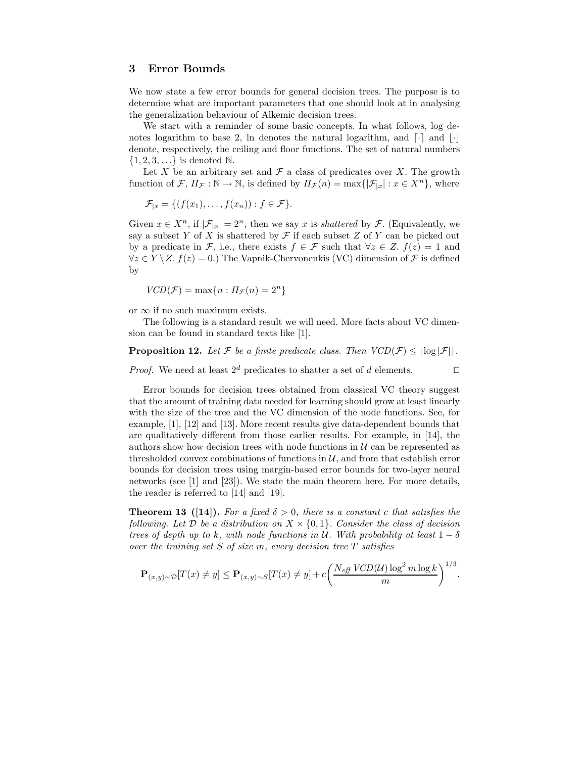## 3 Error Bounds

We now state a few error bounds for general decision trees. The purpose is to determine what are important parameters that one should look at in analysing the generalization behaviour of Alkemic decision trees.

We start with a reminder of some basic concepts. In what follows, log denotes logarithm to base 2, ln denotes the natural logarithm, and $\lceil \cdot \rceil$ and $\lfloor \cdot \rfloor$ denote, respectively, the ceiling and floor functions. The set of natural numbers $\{1, 2, 3, \ldots\}$ is denoted $\mathbb{N}$.

Let $X$ be an arbitrary set and $\mathcal{F}$ a class of predicates over $X$. The growth function of $\mathcal{F}$, $\Pi_{\mathcal{F}} : \mathbb{N} \to \mathbb{N}$, is defined by $\Pi_{\mathcal{F}}(n) = \max\{|\mathcal{F}_{|x}| : x \in X^n\}$, where

$$\mathcal{F}_{|x} = \{(f(x_1), \ldots, f(x_n)) : f \in \mathcal{F}\}.$$

Given $x \in X^n$, if $|\mathcal{F}_{|x}| = 2^n$, then we say $x$ is *shattered* by $\mathcal{F}$. (Equivalently, we say a subset $Y$ of $X$ is shattered by $\mathcal{F}$ if each subset $Z$ of $Y$ can be picked out by a predicate in $\mathcal{F}$, i.e., there exists $f \in \mathcal{F}$ such that $\forall z \in Z.\ f(z) = 1$ and $\forall z \in Y \setminus Z.\ f(z) = 0$.) The Vapnik-Chervonenkis (VC) dimension of $\mathcal{F}$ is defined by

$$VCD(\mathcal{F}) = \max\{n : \Pi_{\mathcal{F}}(n) = 2^n\}$$

or $\infty$ if no such maximum exists.

The following is a standard result we will need. More facts about VC dimension can be found in standard texts like [1].

**Proposition 12.** *Let $\mathcal{F}$ be a finite predicate class. Then $VCD(\mathcal{F}) \leq \lfloor \log |\mathcal{F}| \rfloor$.*

*Proof.* We need at least $2^d$ predicates to shatter a set of $d$ elements. $\square$

Error bounds for decision trees obtained from classical VC theory suggest that the amount of training data needed for learning should grow at least linearly with the size of the tree and the VC dimension of the node functions. See, for example, [1], [12] and [13]. More recent results give data-dependent bounds that are qualitatively different from those earlier results. For example, in [14], the authors show how decision trees with node functions in $\mathcal{U}$ can be represented as thresholded convex combinations of functions in $\mathcal{U}$, and from that establish error bounds for decision trees using margin-based error bounds for two-layer neural networks (see [1] and [23]). We state the main theorem here. For more details, the reader is referred to [14] and [19].

**Theorem 13 ([14]).** *For a fixed $\delta > 0$, there is a constant $c$ that satisfies the following. Let $\mathcal{D}$ be a distribution on $X \times \{0, 1\}$. Consider the class of decision trees of depth up to $k$, with node functions in $\mathcal{U}$. With probability at least $1 - \delta$ over the training set $S$ of size $m$, every decision tree $T$ satisfies*

$$\mathbf{P}_{(x,y)\sim\mathcal{D}}[T(x) \neq y] \leq \mathbf{P}_{(x,y)\sim S}[T(x) \neq y] + c\left(\frac{N_{\mathit{eff}}\, VCD(\mathcal{U}) \log^2 m \log k}{m}\right)^{1/3}.$$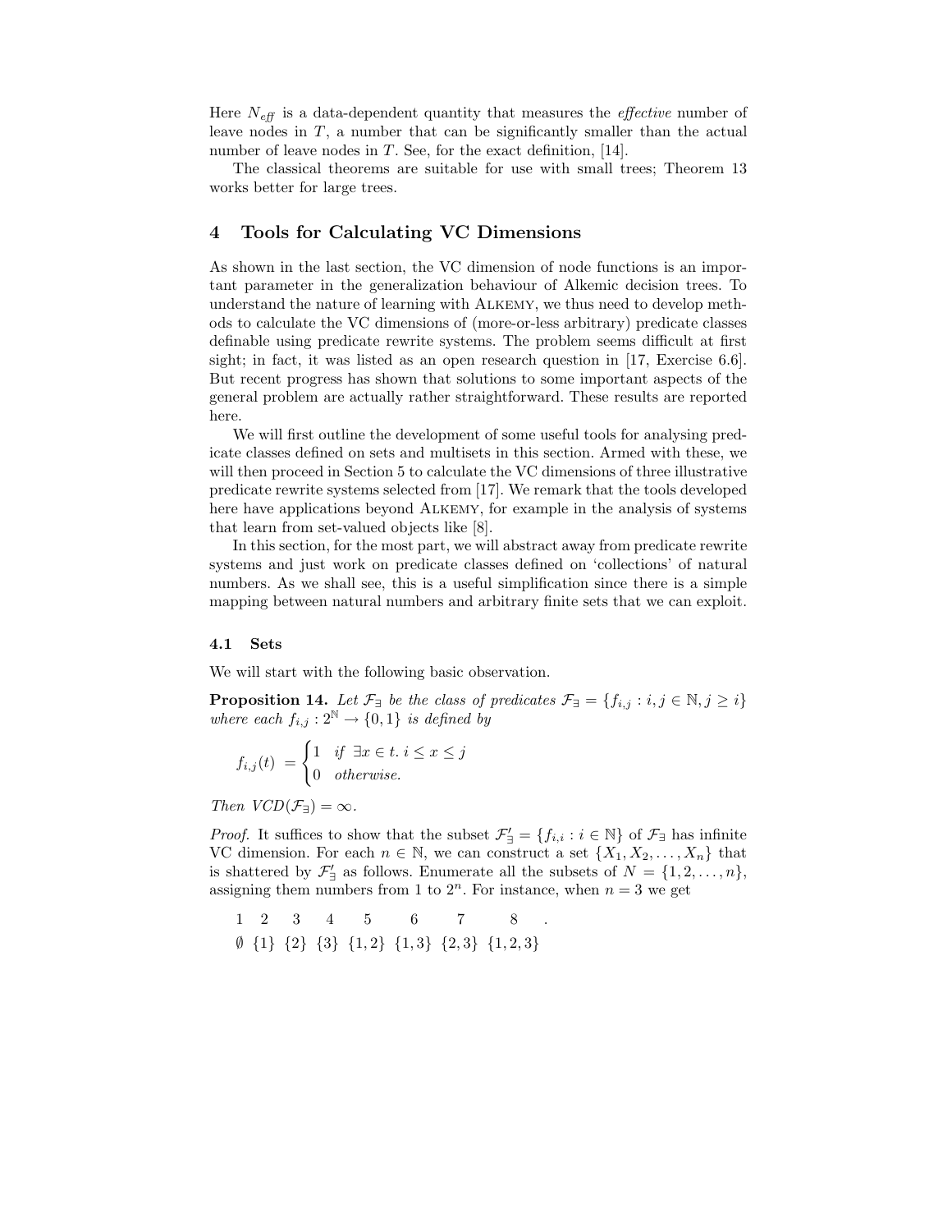Here $N_{eff}$ is a data-dependent quantity that measures the *effective* number of leave nodes in $T$, a number that can be significantly smaller than the actual number of leave nodes in $T$. See, for the exact definition, [14].

The classical theorems are suitable for use with small trees; Theorem 13 works better for large trees.

## 4 Tools for Calculating VC Dimensions

As shown in the last section, the VC dimension of node functions is an important parameter in the generalization behaviour of Alkemic decision trees. To understand the nature of learning with Alkemy, we thus need to develop methods to calculate the VC dimensions of (more-or-less arbitrary) predicate classes definable using predicate rewrite systems. The problem seems difficult at first sight; in fact, it was listed as an open research question in [17, Exercise 6.6]. But recent progress has shown that solutions to some important aspects of the general problem are actually rather straightforward. These results are reported here.

We will first outline the development of some useful tools for analysing predicate classes defined on sets and multisets in this section. Armed with these, we will then proceed in Section 5 to calculate the VC dimensions of three illustrative predicate rewrite systems selected from [17]. We remark that the tools developed here have applications beyond Alkemy, for example in the analysis of systems that learn from set-valued objects like [8].

In this section, for the most part, we will abstract away from predicate rewrite systems and just work on predicate classes defined on 'collections' of natural numbers. As we shall see, this is a useful simplification since there is a simple mapping between natural numbers and arbitrary finite sets that we can exploit.

### 4.1 Sets

We will start with the following basic observation.

**Proposition 14.** *Let $\mathcal{F}_\exists$ be the class of predicates $\mathcal{F}_\exists = \{f_{i,j} : i, j \in \mathbb{N}, j \geq i\}$ where each $f_{i,j} : 2^{\mathbb{N}} \rightarrow \{0, 1\}$ is defined by*

$$f_{i,j}(t) \;=\; \begin{cases} 1 & \text{if } \exists x \in t.\, i \leq x \leq j \\ 0 & \text{otherwise.} \end{cases}$$

*Then $VCD(\mathcal{F}_\exists) = \infty$.*

*Proof.* It suffices to show that the subset $\mathcal{F}'_\exists = \{f_{i,i} : i \in \mathbb{N}\}$ of $\mathcal{F}_\exists$ has infinite VC dimension. For each $n \in \mathbb{N}$, we can construct a set $\{X_1, X_2, \ldots, X_n\}$ that is shattered by $\mathcal{F}'_\exists$ as follows. Enumerate all the subsets of $N = \{1, 2, \ldots, n\}$, assigning them numbers from 1 to $2^n$. For instance, when $n = 3$ we get

| 1 | 2 | 3 | 4 | 5 | 6 | 7 | 8 |
|---|---|---|---|---|---|---|---|
| $\emptyset$ | $\{1\}$ | $\{2\}$ | $\{3\}$ | $\{1,2\}$ | $\{1,3\}$ | $\{2,3\}$ | $\{1,2,3\}$ |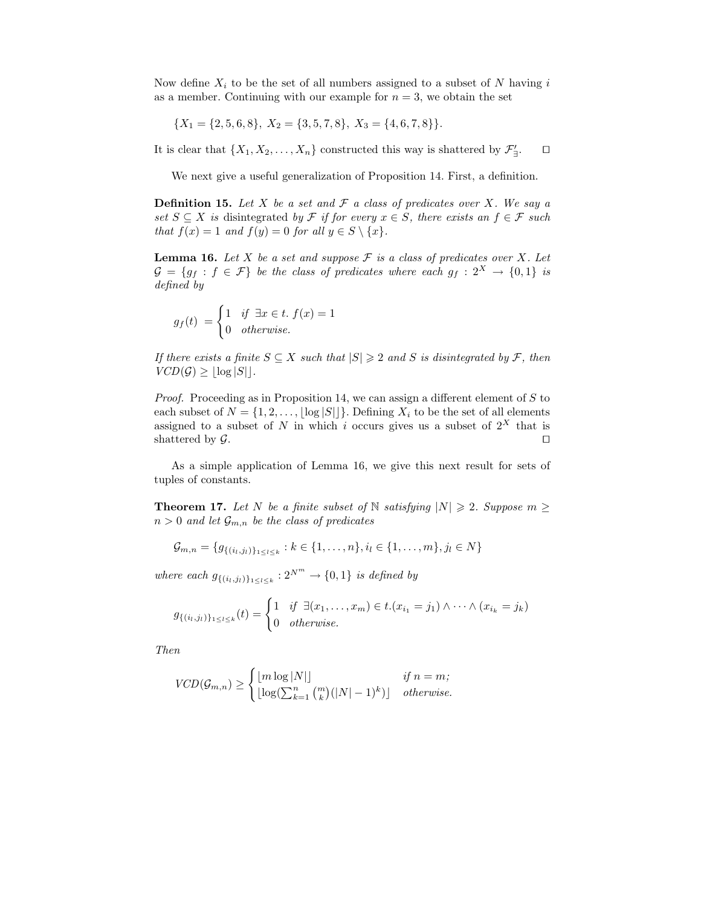Now define $X_i$ to be the set of all numbers assigned to a subset of $N$ having $i$ as a member. Continuing with our example for $n = 3$, we obtain the set

$$\{X_1 = \{2, 5, 6, 8\},\ X_2 = \{3, 5, 7, 8\},\ X_3 = \{4, 6, 7, 8\}\}.$$

It is clear that $\{X_1, X_2, \ldots, X_n\}$ constructed this way is shattered by $\mathcal{F}'_{\exists}$. $\square$

We next give a useful generalization of Proposition 14. First, a definition.

**Definition 15.** *Let $X$ be a set and $\mathcal{F}$ a class of predicates over $X$. We say a set $S \subseteq X$ is* disintegrated *by $\mathcal{F}$ if for every $x \in S$, there exists an $f \in \mathcal{F}$ such that $f(x) = 1$ and $f(y) = 0$ for all $y \in S \setminus \{x\}$.*

**Lemma 16.** *Let $X$ be a set and suppose $\mathcal{F}$ is a class of predicates over $X$. Let $\mathcal{G} = \{g_f : f \in \mathcal{F}\}$ be the class of predicates where each $g_f : 2^X \to \{0, 1\}$ is defined by*

$$g_f(t) = \begin{cases} 1 & \text{if } \exists x \in t.\ f(x) = 1 \\ 0 & \text{otherwise.} \end{cases}$$

*If there exists a finite $S \subseteq X$ such that $|S| \geqslant 2$ and $S$ is disintegrated by $\mathcal{F}$, then $VCD(\mathcal{G}) \geq \lfloor \log |S| \rfloor$.*

*Proof.* Proceeding as in Proposition 14, we can assign a different element of $S$ to each subset of $N = \{1, 2, \ldots, \lfloor \log |S| \rfloor\}$. Defining $X_i$ to be the set of all elements assigned to a subset of $N$ in which $i$ occurs gives us a subset of $2^X$ that is shattered by $\mathcal{G}$. $\square$

As a simple application of Lemma 16, we give this next result for sets of tuples of constants.

**Theorem 17.** *Let $N$ be a finite subset of $\mathbb{N}$ satisfying $|N| \geqslant 2$. Suppose $m \geq n > 0$ and let $\mathcal{G}_{m,n}$ be the class of predicates*

$$\mathcal{G}_{m,n} = \{g_{\{(i_l, j_l)\}_{1 \leq l \leq k}} : k \in \{1, \ldots, n\}, i_l \in \{1, \ldots, m\}, j_l \in N\}$$

*where each $g_{\{(i_l, j_l)\}_{1 \leq l \leq k}} : 2^{N^m} \to \{0, 1\}$ is defined by*

$$g_{\{(i_l, j_l)\}_{1 \leq l \leq k}}(t) = \begin{cases} 1 & \text{if } \exists (x_1, \ldots, x_m) \in t.(x_{i_1} = j_1) \wedge \cdots \wedge (x_{i_k} = j_k) \\ 0 & \text{otherwise.} \end{cases}$$

*Then*

$$VCD(\mathcal{G}_{m,n}) \geq \begin{cases} \lfloor m \log |N| \rfloor & \text{if } n = m; \\ \lfloor \log(\sum_{k=1}^{n} \binom{m}{k} (|N| - 1)^k) \rfloor & \text{otherwise.} \end{cases}$$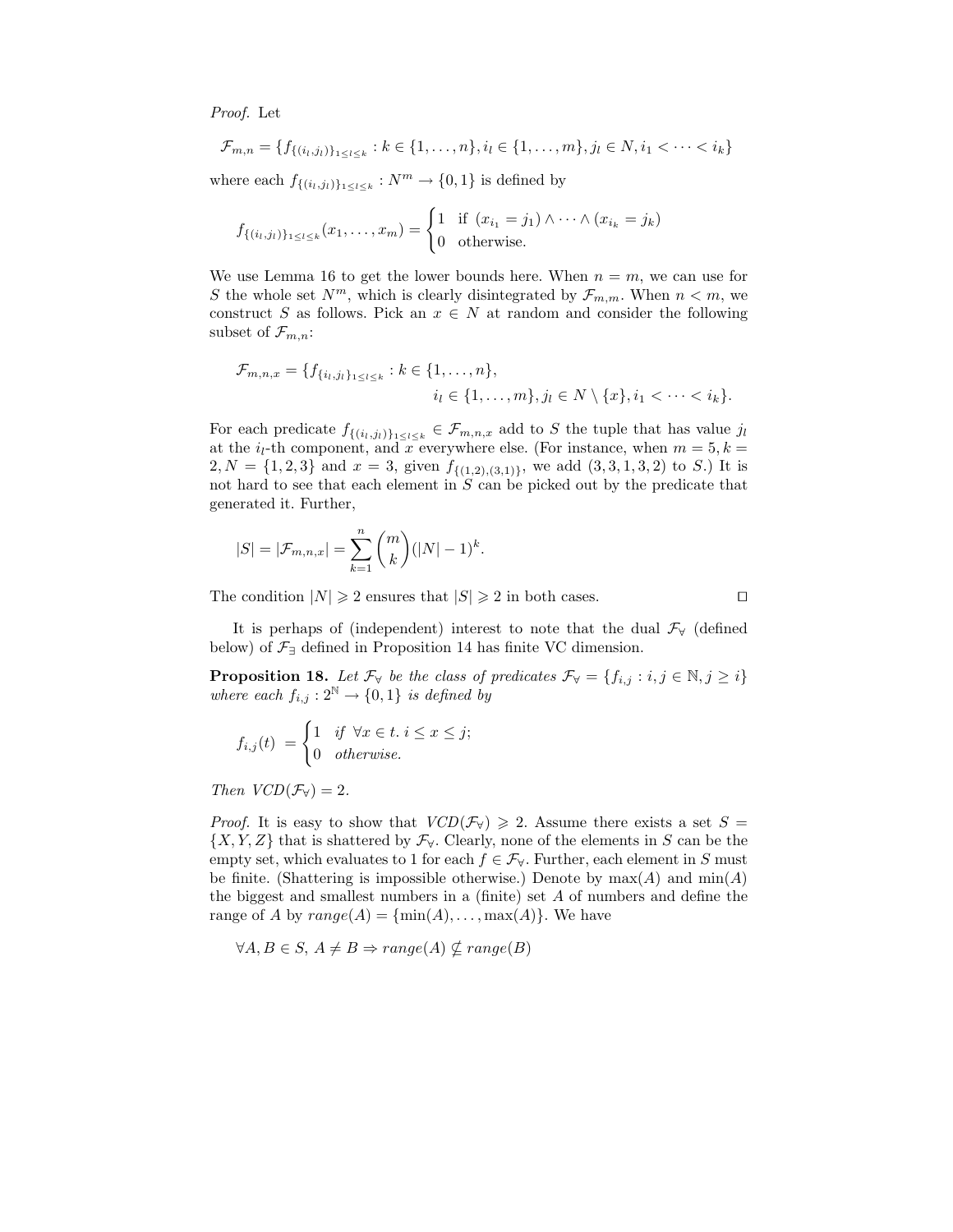*Proof.* Let

$$\mathcal{F}_{m,n} = \{f_{\{(i_l,j_l)\}_{1\leq l\leq k}} : k \in \{1,\ldots,n\}, i_l \in \{1,\ldots,m\}, j_l \in N, i_1 < \cdots < i_k\}$$

where each $f_{\{(i_l,j_l)\}_{1\leq l\leq k}} : N^m \to \{0,1\}$ is defined by

$$f_{\{(i_l,j_l)\}_{1\leq l\leq k}}(x_1,\ldots,x_m) = \begin{cases} 1 & \text{if } (x_{i_1} = j_1) \wedge \cdots \wedge (x_{i_k} = j_k) \\ 0 & \text{otherwise.} \end{cases}$$

We use Lemma 16 to get the lower bounds here. When $n = m$, we can use for $S$ the whole set $N^m$, which is clearly disintegrated by $\mathcal{F}_{m,m}$. When $n < m$, we construct $S$ as follows. Pick an $x \in N$ at random and consider the following subset of $\mathcal{F}_{m,n}$:

$$\mathcal{F}_{m,n,x} = \{f_{\{i_l,j_l\}_{1\leq l\leq k}} : k \in \{1,\ldots,n\},$$
$$i_l \in \{1,\ldots,m\}, j_l \in N \setminus \{x\}, i_1 < \cdots < i_k\}.$$

For each predicate $f_{\{(i_l,j_l)\}_{1\leq l\leq k}} \in \mathcal{F}_{m,n,x}$ add to $S$ the tuple that has value $j_l$ at the $i_l$-th component, and $x$ everywhere else. (For instance, when $m = 5, k = 2, N = \{1,2,3\}$ and $x = 3$, given $f_{\{(1,2),(3,1)\}}$, we add $(3,3,1,3,2)$ to $S$.) It is not hard to see that each element in $S$ can be picked out by the predicate that generated it. Further,

$$|S| = |\mathcal{F}_{m,n,x}| = \sum_{k=1}^{n} \binom{m}{k}(|N|-1)^k.$$

The condition $|N| \geqslant 2$ ensures that $|S| \geqslant 2$ in both cases. □

It is perhaps of (independent) interest to note that the dual $\mathcal{F}_\forall$ (defined below) of $\mathcal{F}_\exists$ defined in Proposition 14 has finite VC dimension.

**Proposition 18.** *Let $\mathcal{F}_\forall$ be the class of predicates $\mathcal{F}_\forall = \{f_{i,j} : i,j \in \mathbb{N}, j \geq i\}$ where each $f_{i,j} : 2^{\mathbb{N}} \to \{0,1\}$ is defined by*

$$f_{i,j}(t) = \begin{cases} 1 & \text{if } \forall x \in t.\ i \leq x \leq j; \\ 0 & \text{otherwise.} \end{cases}$$

*Then $VCD(\mathcal{F}_\forall) = 2$.*

*Proof.* It is easy to show that $VCD(\mathcal{F}_\forall) \geqslant 2$. Assume there exists a set $S = \{X,Y,Z\}$ that is shattered by $\mathcal{F}_\forall$. Clearly, none of the elements in $S$ can be the empty set, which evaluates to 1 for each $f \in \mathcal{F}_\forall$. Further, each element in $S$ must be finite. (Shattering is impossible otherwise.) Denote by $\max(A)$ and $\min(A)$ the biggest and smallest numbers in a (finite) set $A$ of numbers and define the range of $A$ by $range(A) = \{\min(A),\ldots,\max(A)\}$. We have

$$\forall A,B \in S,\ A \neq B \Rightarrow range(A) \nsubseteq range(B)$$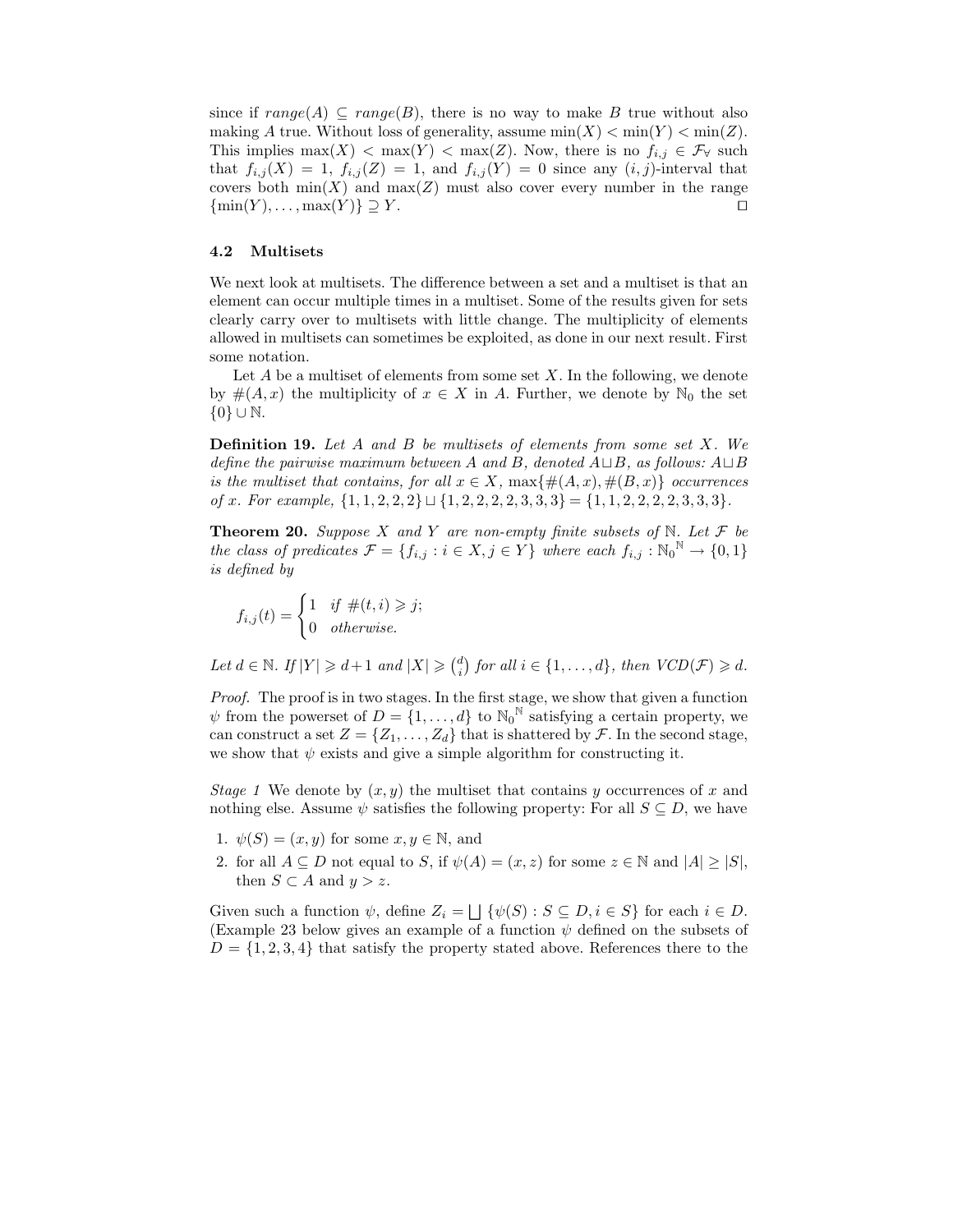since if $range(A) \subseteq range(B)$, there is no way to make $B$ true without also making $A$ true. Without loss of generality, assume $\min(X) < \min(Y) < \min(Z)$. This implies $\max(X) < \max(Y) < \max(Z)$. Now, there is no $f_{i,j} \in \mathcal{F}_\forall$ such that $f_{i,j}(X) = 1$, $f_{i,j}(Z) = 1$, and $f_{i,j}(Y) = 0$ since any $(i,j)$-interval that covers both $\min(X)$ and $\max(Z)$ must also cover every number in the range $\{\min(Y), \ldots, \max(Y)\} \supseteq Y$. □

### 4.2 Multisets

We next look at multisets. The difference between a set and a multiset is that an element can occur multiple times in a multiset. Some of the results given for sets clearly carry over to multisets with little change. The multiplicity of elements allowed in multisets can sometimes be exploited, as done in our next result. First some notation.

Let $A$ be a multiset of elements from some set $X$. In the following, we denote by $\#(A, x)$ the multiplicity of $x \in X$ in $A$. Further, we denote by $\mathbb{N}_0$ the set $\{0\} \cup \mathbb{N}$.

**Definition 19.** *Let $A$ and $B$ be multisets of elements from some set $X$. We define the pairwise maximum between $A$ and $B$, denoted $A \sqcup B$, as follows: $A \sqcup B$ is the multiset that contains, for all $x \in X$, $\max\{\#(A, x), \#(B, x)\}$ occurrences of $x$. For example, $\{1, 1, 2, 2, 2\} \sqcup \{1, 2, 2, 2, 2, 3, 3, 3\} = \{1, 1, 2, 2, 2, 2, 3, 3, 3\}$.*

**Theorem 20.** *Suppose $X$ and $Y$ are non-empty finite subsets of $\mathbb{N}$. Let $\mathcal{F}$ be the class of predicates $\mathcal{F} = \{f_{i,j} : i \in X, j \in Y\}$ where each $f_{i,j} : {\mathbb{N}_0}^{\mathbb{N}} \to \{0, 1\}$ is defined by*

$$f_{i,j}(t) = \begin{cases} 1 & \text{if } \#(t, i) \geqslant j; \\ 0 & \text{otherwise.} \end{cases}$$

*Let $d \in \mathbb{N}$. If $|Y| \geqslant d+1$ and $|X| \geqslant \binom{d}{i}$ for all $i \in \{1, \ldots, d\}$, then $VCD(\mathcal{F}) \geqslant d$.*

*Proof.* The proof is in two stages. In the first stage, we show that given a function $\psi$ from the powerset of $D = \{1, \ldots, d\}$ to ${\mathbb{N}_0}^{\mathbb{N}}$ satisfying a certain property, we can construct a set $Z = \{Z_1, \ldots, Z_d\}$ that is shattered by $\mathcal{F}$. In the second stage, we show that $\psi$ exists and give a simple algorithm for constructing it.

*Stage 1* We denote by $(x, y)$ the multiset that contains $y$ occurrences of $x$ and nothing else. Assume $\psi$ satisfies the following property: For all $S \subseteq D$, we have

1. $\psi(S) = (x, y)$ for some $x, y \in \mathbb{N}$, and
2. for all $A \subseteq D$ not equal to $S$, if $\psi(A) = (x, z)$ for some $z \in \mathbb{N}$ and $|A| \geq |S|$, then $S \subset A$ and $y > z$.

Given such a function $\psi$, define $Z_i = \bigsqcup \{\psi(S) : S \subseteq D, i \in S\}$ for each $i \in D$. (Example 23 below gives an example of a function $\psi$ defined on the subsets of $D = \{1, 2, 3, 4\}$ that satisfy the property stated above. References there to the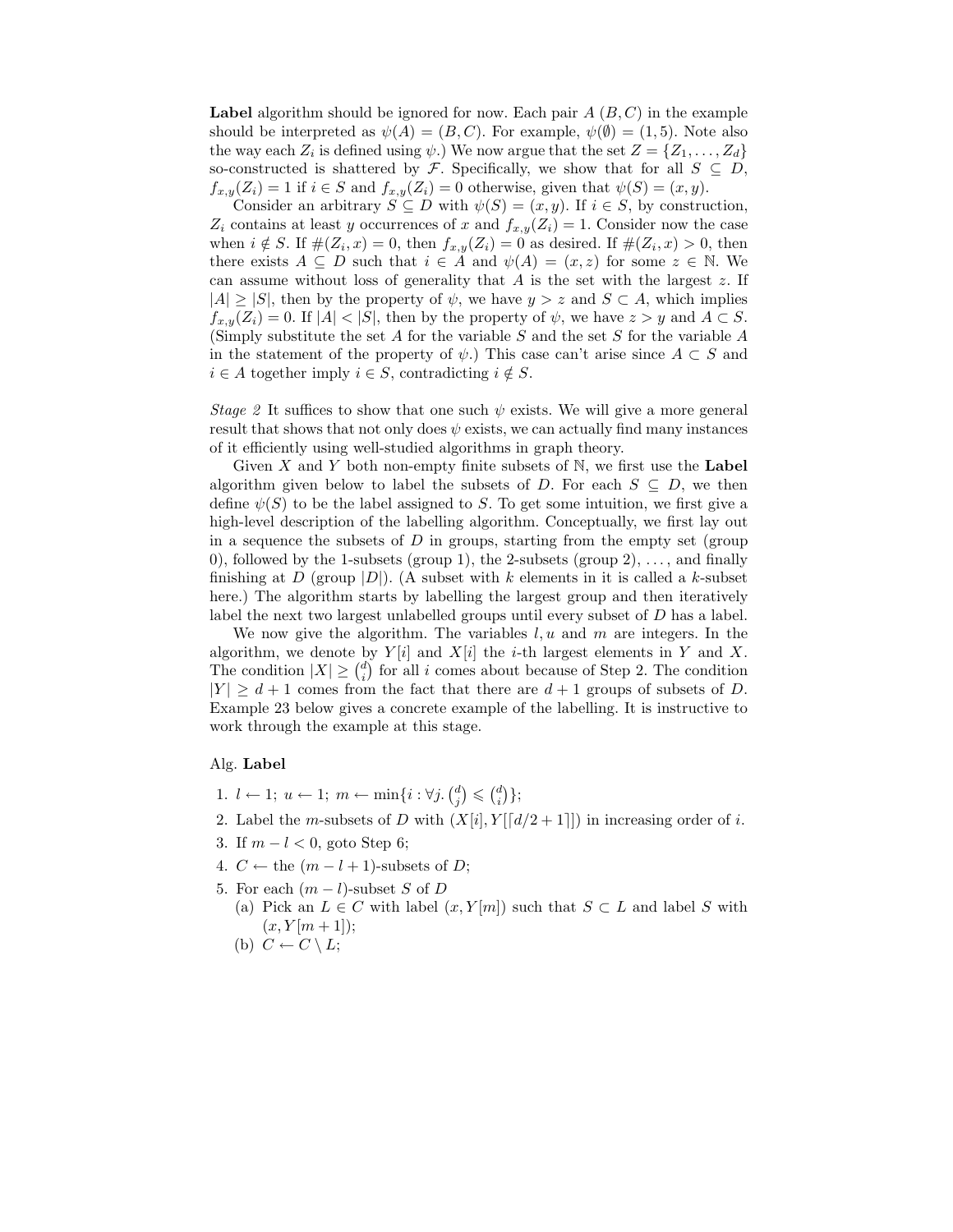**Label** algorithm should be ignored for now. Each pair $A$ $(B, C)$ in the example should be interpreted as $\psi(A) = (B, C)$. For example, $\psi(\emptyset) = (1, 5)$. Note also the way each $Z_i$ is defined using $\psi$.) We now argue that the set $Z = \{Z_1, \dots, Z_d\}$ so-constructed is shattered by $\mathcal{F}$. Specifically, we show that for all $S \subseteq D$, $f_{x,y}(Z_i) = 1$ if $i \in S$ and $f_{x,y}(Z_i) = 0$ otherwise, given that $\psi(S) = (x, y)$.

Consider an arbitrary $S \subseteq D$ with $\psi(S) = (x, y)$. If $i \in S$, by construction, $Z_i$ contains at least $y$ occurrences of $x$ and $f_{x,y}(Z_i) = 1$. Consider now the case when $i \notin S$. If $\#(Z_i, x) = 0$, then $f_{x,y}(Z_i) = 0$ as desired. If $\#(Z_i, x) > 0$, then there exists $A \subseteq D$ such that $i \in A$ and $\psi(A) = (x, z)$ for some $z \in \mathbb{N}$. We can assume without loss of generality that $A$ is the set with the largest $z$. If $|A| \geq |S|$, then by the property of $\psi$, we have $y > z$ and $S \subset A$, which implies $f_{x,y}(Z_i) = 0$. If $|A| < |S|$, then by the property of $\psi$, we have $z > y$ and $A \subset S$. (Simply substitute the set $A$ for the variable $S$ and the set $S$ for the variable $A$ in the statement of the property of $\psi$.) This case can't arise since $A \subset S$ and $i \in A$ together imply $i \in S$, contradicting $i \notin S$.

*Stage 2* It suffices to show that one such $\psi$ exists. We will give a more general result that shows that not only does $\psi$ exists, we can actually find many instances of it efficiently using well-studied algorithms in graph theory.

Given $X$ and $Y$ both non-empty finite subsets of $\mathbb{N}$, we first use the **Label** algorithm given below to label the subsets of $D$. For each $S \subseteq D$, we then define $\psi(S)$ to be the label assigned to $S$. To get some intuition, we first give a high-level description of the labelling algorithm. Conceptually, we first lay out in a sequence the subsets of $D$ in groups, starting from the empty set (group 0), followed by the 1-subsets (group 1), the 2-subsets (group 2), ..., and finally finishing at $D$ (group $|D|$). (A subset with $k$ elements in it is called a $k$-subset here.) The algorithm starts by labelling the largest group and then iteratively label the next two largest unlabelled groups until every subset of $D$ has a label.

We now give the algorithm. The variables $l, u$ and $m$ are integers. In the algorithm, we denote by $Y[i]$ and $X[i]$ the $i$-th largest elements in $Y$ and $X$. The condition $|X| \geq \binom{d}{i}$ for all $i$ comes about because of Step 2. The condition $|Y| \geq d + 1$ comes from the fact that there are $d + 1$ groups of subsets of $D$. Example 23 below gives a concrete example of the labelling. It is instructive to work through the example at this stage.

Alg. **Label**

1. $l \leftarrow 1$; $u \leftarrow 1$; $m \leftarrow \min\{i : \forall j. \binom{d}{j} \leqslant \binom{d}{i}\}$;
2. Label the $m$-subsets of $D$ with $(X[i], Y[\lceil d/2 + 1 \rceil])$ in increasing order of $i$.
3. If $m - l < 0$, goto Step 6;
4. $C \leftarrow$ the $(m - l + 1)$-subsets of $D$;
5. For each $(m - l)$-subset $S$ of $D$
   (a) Pick an $L \in C$ with label $(x, Y[m])$ such that $S \subset L$ and label $S$ with $(x, Y[m + 1])$;
   (b) $C \leftarrow C \setminus L$;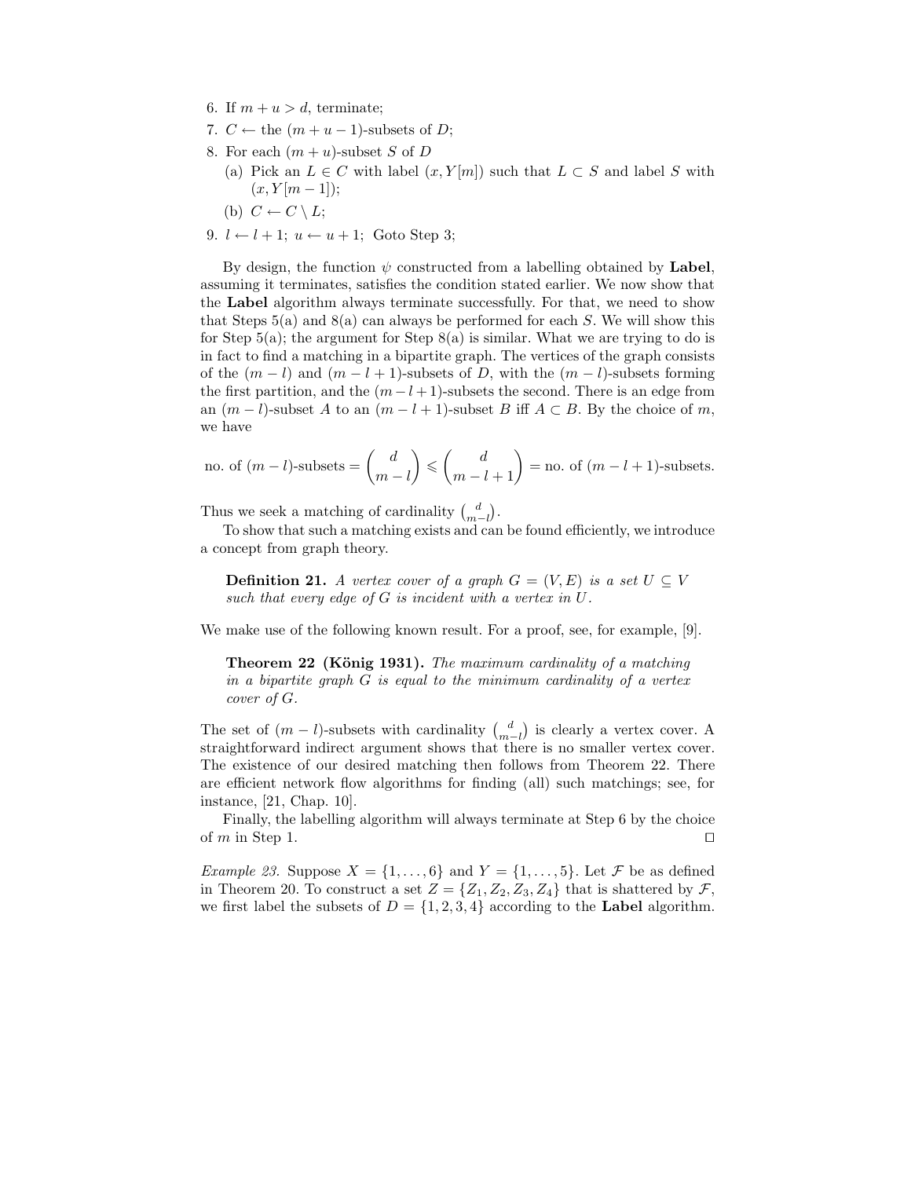6. If $m + u > d$, terminate;
7. $C \leftarrow$ the $(m+u-1)$-subsets of $D$;
8. For each $(m+u)$-subset $S$ of $D$
   (a) Pick an $L \in C$ with label $(x, Y[m])$ such that $L \subset S$ and label $S$ with $(x, Y[m-1])$;
   (b) $C \leftarrow C \setminus L$;
9. $l \leftarrow l+1$; $u \leftarrow u+1$; Goto Step 3;

By design, the function $\psi$ constructed from a labelling obtained by **Label**, assuming it terminates, satisfies the condition stated earlier. We now show that the **Label** algorithm always terminate successfully. For that, we need to show that Steps 5(a) and 8(a) can always be performed for each $S$. We will show this for Step 5(a); the argument for Step 8(a) is similar. What we are trying to do is in fact to find a matching in a bipartite graph. The vertices of the graph consists of the $(m-l)$ and $(m-l+1)$-subsets of $D$, with the $(m-l)$-subsets forming the first partition, and the $(m-l+1)$-subsets the second. There is an edge from an $(m-l)$-subset $A$ to an $(m-l+1)$-subset $B$ iff $A \subset B$. By the choice of $m$, we have

$$\text{no. of } (m-l)\text{-subsets} = \binom{d}{m-l} \leqslant \binom{d}{m-l+1} = \text{no. of } (m-l+1)\text{-subsets.}$$

Thus we seek a matching of cardinality $\binom{d}{m-l}$.

To show that such a matching exists and can be found efficiently, we introduce a concept from graph theory.

**Definition 21.** *A vertex cover of a graph $G = (V, E)$ is a set $U \subseteq V$ such that every edge of $G$ is incident with a vertex in $U$.*

We make use of the following known result. For a proof, see, for example, [9].

**Theorem 22 (König 1931).** *The maximum cardinality of a matching in a bipartite graph $G$ is equal to the minimum cardinality of a vertex cover of $G$.*

The set of $(m-l)$-subsets with cardinality $\binom{d}{m-l}$ is clearly a vertex cover. A straightforward indirect argument shows that there is no smaller vertex cover. The existence of our desired matching then follows from Theorem 22. There are efficient network flow algorithms for finding (all) such matchings; see, for instance, [21, Chap. 10].

Finally, the labelling algorithm will always terminate at Step 6 by the choice of $m$ in Step 1. □

*Example 23.* Suppose $X = \{1, \ldots, 6\}$ and $Y = \{1, \ldots, 5\}$. Let $\mathcal{F}$ be as defined in Theorem 20. To construct a set $Z = \{Z_1, Z_2, Z_3, Z_4\}$ that is shattered by $\mathcal{F}$, we first label the subsets of $D = \{1, 2, 3, 4\}$ according to the **Label** algorithm.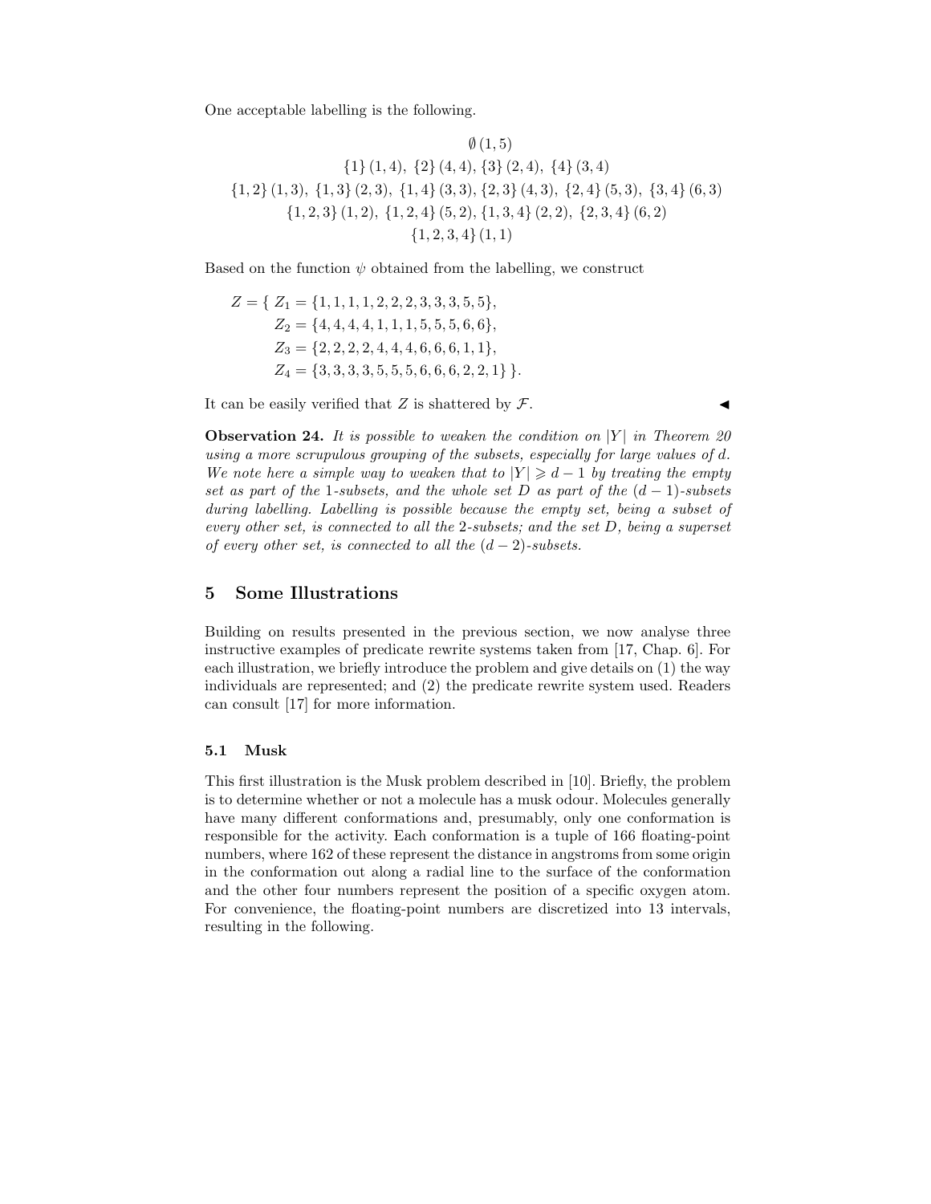One acceptable labelling is the following.

$$\emptyset\,(1,5)$$
$$\{1\}\,(1,4),\ \{2\}\,(4,4),\ \{3\}\,(2,4),\ \{4\}\,(3,4)$$
$$\{1,2\}\,(1,3),\ \{1,3\}\,(2,3),\ \{1,4\}\,(3,3),\ \{2,3\}\,(4,3),\ \{2,4\}\,(5,3),\ \{3,4\}\,(6,3)$$
$$\{1,2,3\}\,(1,2),\ \{1,2,4\}\,(5,2),\ \{1,3,4\}\,(2,2),\ \{2,3,4\}\,(6,2)$$
$$\{1,2,3,4\}\,(1,1)$$

Based on the function $\psi$ obtained from the labelling, we construct

$$
\begin{aligned}
Z = \{\ & Z_1 = \{1,1,1,1,2,2,2,3,3,3,5,5\},\\
& Z_2 = \{4,4,4,4,1,1,1,5,5,5,6,6\},\\
& Z_3 = \{2,2,2,2,4,4,4,6,6,6,1,1\},\\
& Z_4 = \{3,3,3,3,5,5,5,6,6,6,2,2,1\}\ \}.
\end{aligned}
$$

It can be easily verified that $Z$ is shattered by $\mathcal{F}$. ◀

**Observation 24.** *It is possible to weaken the condition on $|Y|$ in Theorem 20 using a more scrupulous grouping of the subsets, especially for large values of $d$. We note here a simple way to weaken that to $|Y| \geqslant d-1$ by treating the empty set as part of the 1-subsets, and the whole set $D$ as part of the $(d-1)$-subsets during labelling. Labelling is possible because the empty set, being a subset of every other set, is connected to all the 2-subsets; and the set $D$, being a superset of every other set, is connected to all the $(d-2)$-subsets.*

## 5 Some Illustrations

Building on results presented in the previous section, we now analyse three instructive examples of predicate rewrite systems taken from [17, Chap. 6]. For each illustration, we briefly introduce the problem and give details on (1) the way individuals are represented; and (2) the predicate rewrite system used. Readers can consult [17] for more information.

### 5.1 Musk

This first illustration is the Musk problem described in [10]. Briefly, the problem is to determine whether or not a molecule has a musk odour. Molecules generally have many different conformations and, presumably, only one conformation is responsible for the activity. Each conformation is a tuple of 166 floating-point numbers, where 162 of these represent the distance in angstroms from some origin in the conformation out along a radial line to the surface of the conformation and the other four numbers represent the position of a specific oxygen atom. For convenience, the floating-point numbers are discretized into 13 intervals, resulting in the following.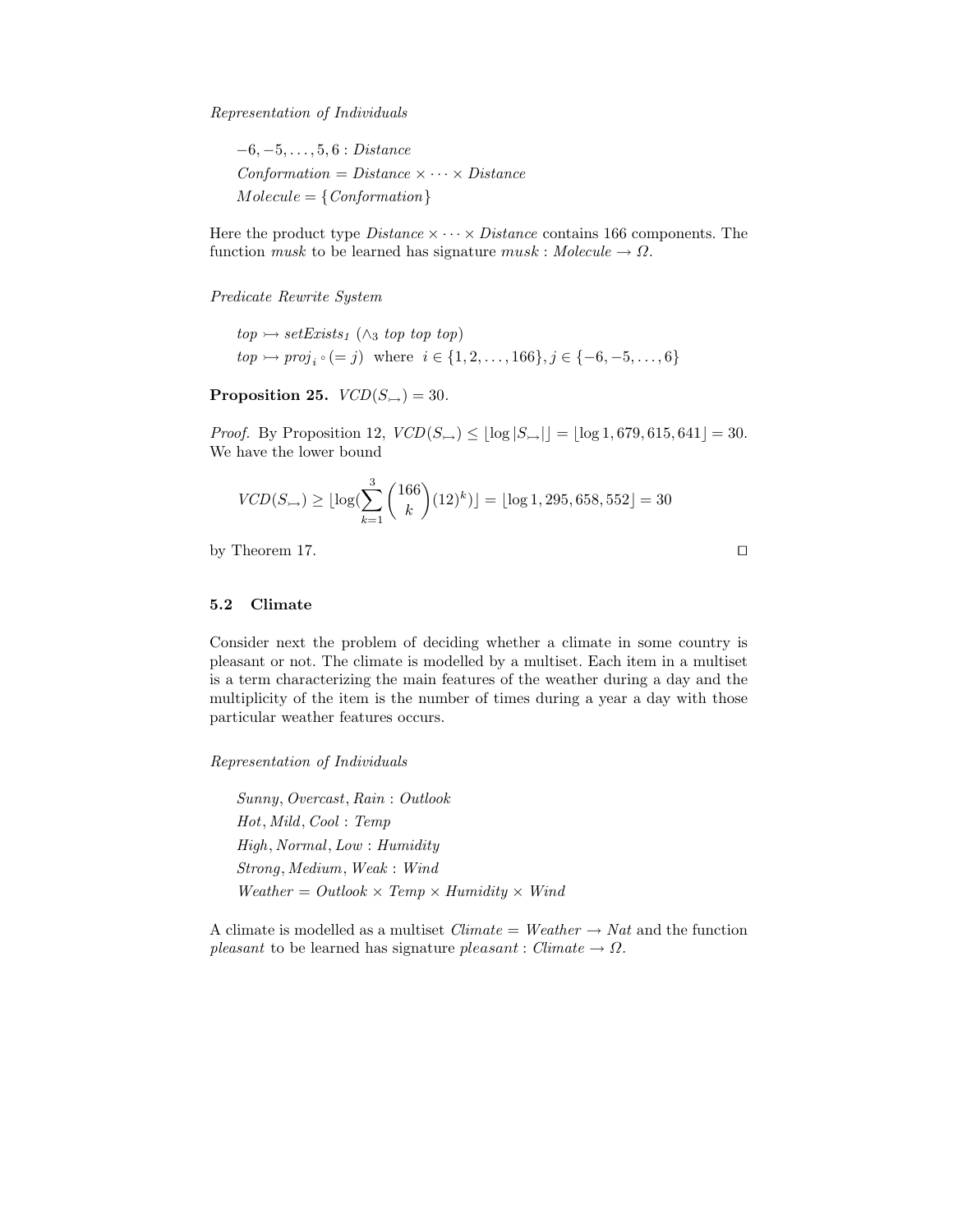*Representation of Individuals*

$-6, -5, \ldots, 5, 6 : \mathit{Distance}$

$\mathit{Conformation} = \mathit{Distance} \times \cdots \times \mathit{Distance}$

$\mathit{Molecule} = \{\mathit{Conformation}\}$

Here the product type $\mathit{Distance} \times \cdots \times \mathit{Distance}$ contains 166 components. The function *musk* to be learned has signature $\mathit{musk} : \mathit{Molecule} \to \Omega$.

*Predicate Rewrite System*

$\mathit{top} \rightarrowtail \mathit{setExists}_1\ (\wedge_3\ \mathit{top}\ \mathit{top}\ \mathit{top})$

$\mathit{top} \rightarrowtail \mathit{proj}_i \circ (= j)$ where $i \in \{1, 2, \ldots, 166\}, j \in \{-6, -5, \ldots, 6\}$

**Proposition 25.** $VCD(S_{\rightarrowtail}) = 30$.

*Proof.* By Proposition 12, $VCD(S_{\rightarrowtail}) \leq \lfloor \log |S_{\rightarrowtail}| \rfloor = \lfloor \log 1,679,615,641 \rfloor = 30$. We have the lower bound

$$VCD(S_{\rightarrowtail}) \geq \lfloor \log(\sum_{k=1}^{3} \binom{166}{k} (12)^k) \rfloor = \lfloor \log 1,295,658,552 \rfloor = 30$$

by Theorem 17. □

### 5.2 Climate

Consider next the problem of deciding whether a climate in some country is pleasant or not. The climate is modelled by a multiset. Each item in a multiset is a term characterizing the main features of the weather during a day and the multiplicity of the item is the number of times during a year a day with those particular weather features occurs.

*Representation of Individuals*

$\mathit{Sunny}, \mathit{Overcast}, \mathit{Rain} : \mathit{Outlook}$

$\mathit{Hot}, \mathit{Mild}, \mathit{Cool} : \mathit{Temp}$

$\mathit{High}, \mathit{Normal}, \mathit{Low} : \mathit{Humidity}$

$\mathit{Strong}, \mathit{Medium}, \mathit{Weak} : \mathit{Wind}$

$\mathit{Weather} = \mathit{Outlook} \times \mathit{Temp} \times \mathit{Humidity} \times \mathit{Wind}$

A climate is modelled as a multiset $\mathit{Climate} = \mathit{Weather} \to \mathit{Nat}$ and the function *pleasant* to be learned has signature $\mathit{pleasant} : \mathit{Climate} \to \Omega$.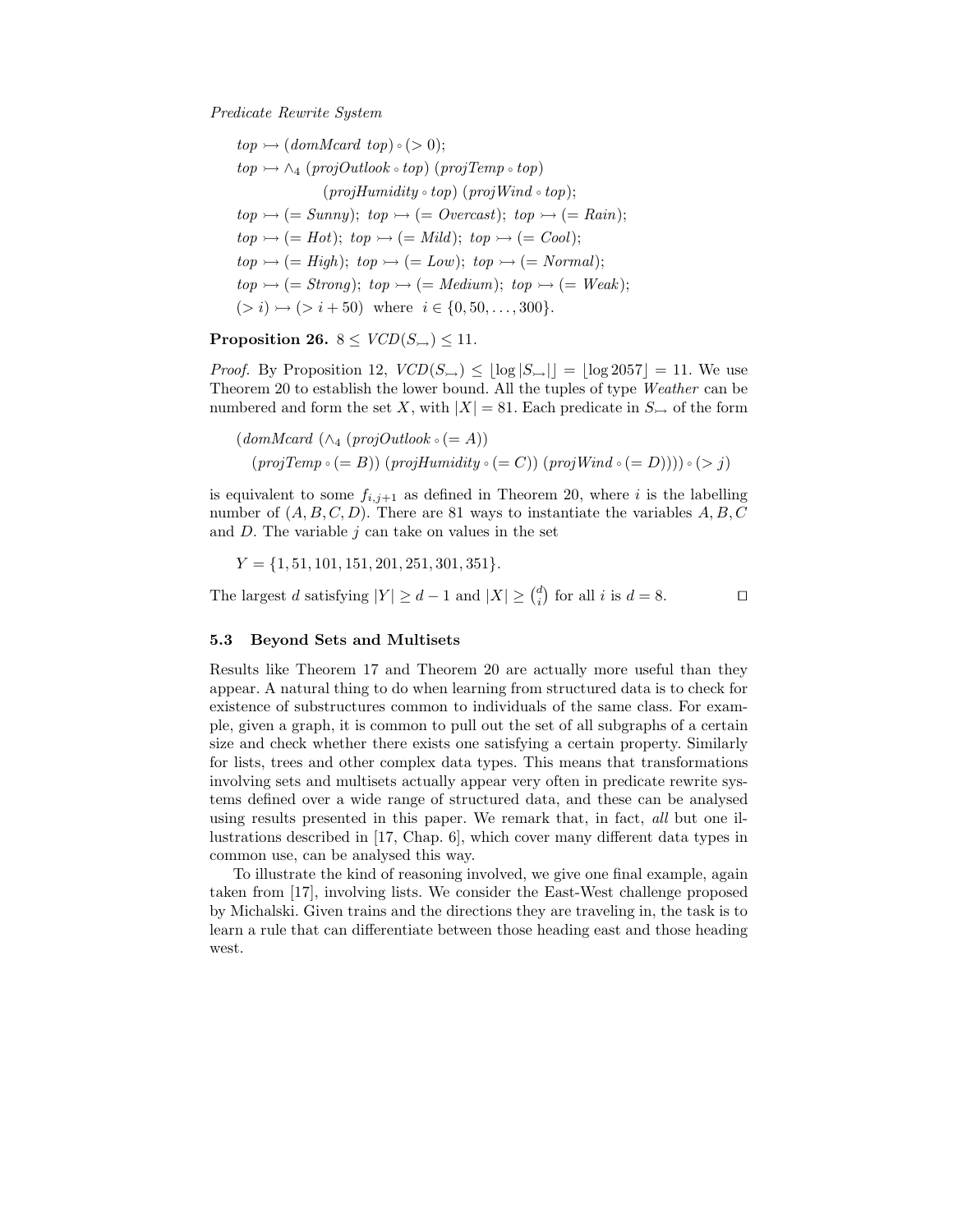*Predicate Rewrite System*

$$
\begin{aligned}
&top \rightarrowtail (domMcard\ top) \circ (> 0);\\
&top \rightarrowtail \wedge_4\ (projOutlook \circ top)\ (projTemp \circ top)\\
&\qquad\qquad (projHumidity \circ top)\ (projWind \circ top);\\
&top \rightarrowtail (= Sunny);\ top \rightarrowtail (= Overcast);\ top \rightarrowtail (= Rain);\\
&top \rightarrowtail (= Hot);\ top \rightarrowtail (= Mild);\ top \rightarrowtail (= Cool);\\
&top \rightarrowtail (= High);\ top \rightarrowtail (= Low);\ top \rightarrowtail (= Normal);\\
&top \rightarrowtail (= Strong);\ top \rightarrowtail (= Medium);\ top \rightarrowtail (= Weak);\\
&(> i) \rightarrowtail (> i + 50) \ \text{ where } \ i \in \{0, 50, \ldots, 300\}.
\end{aligned}
$$

**Proposition 26.** $8 \leq VCD(S_{\rightarrowtail}) \leq 11$.

*Proof.* By Proposition 12, $VCD(S_{\rightarrowtail}) \leq \lfloor \log |S_{\rightarrowtail}| \rfloor = \lfloor \log 2057 \rfloor = 11$. We use Theorem 20 to establish the lower bound. All the tuples of type *Weather* can be numbered and form the set $X$, with $|X| = 81$. Each predicate in $S_{\rightarrowtail}$ of the form

$$
\begin{aligned}
&(domMcard\ (\wedge_4\ (projOutlook \circ (= A))\\
&\quad (projTemp \circ (= B))\ (projHumidity \circ (= C))\ (projWind \circ (= D)))) \circ (> j)
\end{aligned}
$$

is equivalent to some $f_{i,j+1}$ as defined in Theorem 20, where $i$ is the labelling number of $(A, B, C, D)$. There are 81 ways to instantiate the variables $A, B, C$ and $D$. The variable $j$ can take on values in the set

$$Y = \{1, 51, 101, 151, 201, 251, 301, 351\}.$$

The largest $d$ satisfying $|Y| \geq d - 1$ and $|X| \geq \binom{d}{i}$ for all $i$ is $d = 8$. ◻

### 5.3 Beyond Sets and Multisets

Results like Theorem 17 and Theorem 20 are actually more useful than they appear. A natural thing to do when learning from structured data is to check for existence of substructures common to individuals of the same class. For example, given a graph, it is common to pull out the set of all subgraphs of a certain size and check whether there exists one satisfying a certain property. Similarly for lists, trees and other complex data types. This means that transformations involving sets and multisets actually appear very often in predicate rewrite systems defined over a wide range of structured data, and these can be analysed using results presented in this paper. We remark that, in fact, *all* but one illustrations described in [17, Chap. 6], which cover many different data types in common use, can be analysed this way.

To illustrate the kind of reasoning involved, we give one final example, again taken from [17], involving lists. We consider the East-West challenge proposed by Michalski. Given trains and the directions they are traveling in, the task is to learn a rule that can differentiate between those heading east and those heading west.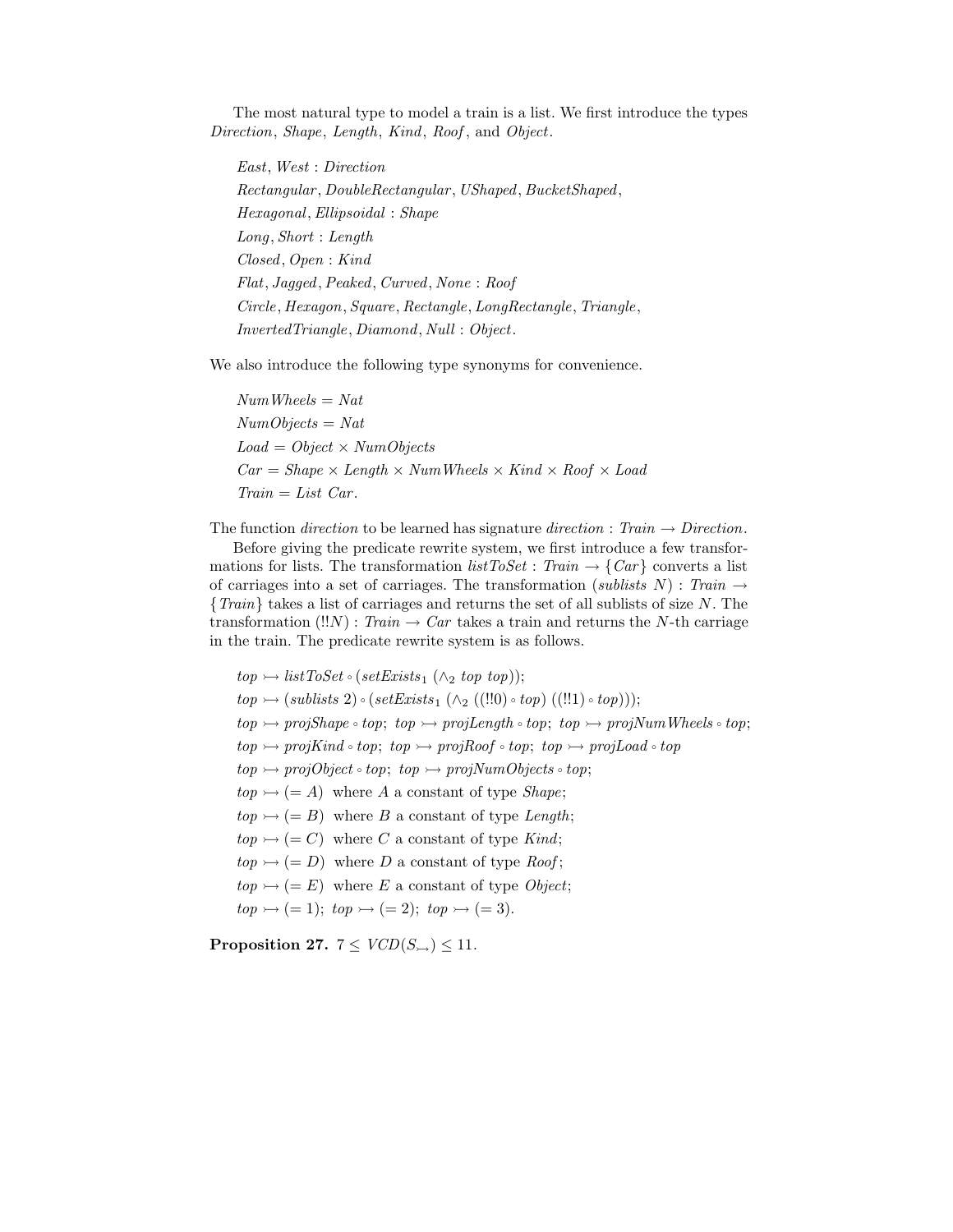The most natural type to model a train is a list. We first introduce the types *Direction*, *Shape*, *Length*, *Kind*, *Roof*, and *Object*.

$East, West : Direction$

$Rectangular, DoubleRectangular, UShaped, BucketShaped,$

$Hexagonal, Ellipsoidal : Shape$

$Long, Short : Length$

$Closed, Open : Kind$

$Flat, Jagged, Peaked, Curved, None : Roof$

$Circle, Hexagon, Square, Rectangle, LongRectangle, Triangle,$

$InvertedTriangle, Diamond, Null : Object.$

We also introduce the following type synonyms for convenience.

$NumWheels = Nat$

$NumObjects = Nat$

$Load = Object \times NumObjects$

$Car = Shape \times Length \times NumWheels \times Kind \times Roof \times Load$

$Train = List\ Car.$

The function *direction* to be learned has signature $direction : Train \rightarrow Direction$.

Before giving the predicate rewrite system, we first introduce a few transformations for lists. The transformation $listToSet : Train \rightarrow \{Car\}$ converts a list of carriages into a set of carriages. The transformation $(sublists\ N) : Train \rightarrow \{Train\}$ takes a list of carriages and returns the set of all sublists of size $N$. The transformation $(!!N) : Train \rightarrow Car$ takes a train and returns the $N$-th carriage in the train. The predicate rewrite system is as follows.

$top \rightarrowtail listToSet \circ (setExists_1\ (\wedge_2\ top\ top));$

$top \rightarrowtail (sublists\ 2) \circ (setExists_1\ (\wedge_2\ ((!!0) \circ top)\ ((!!1) \circ top)));$

$top \rightarrowtail projShape \circ top;\ top \rightarrowtail projLength \circ top;\ top \rightarrowtail projNumWheels \circ top;$

$top \rightarrowtail projKind \circ top;\ top \rightarrowtail projRoof \circ top;\ top \rightarrowtail projLoad \circ top$

$top \rightarrowtail projObject \circ top;\ top \rightarrowtail projNumObjects \circ top;$

$top \rightarrowtail (= A)$ where $A$ a constant of type *Shape*;

$top \rightarrowtail (= B)$ where $B$ a constant of type *Length*;

$top \rightarrowtail (= C)$ where $C$ a constant of type *Kind*;

$top \rightarrowtail (= D)$ where $D$ a constant of type *Roof*;

$top \rightarrowtail (= E)$ where $E$ a constant of type *Object*;

$top \rightarrowtail (= 1);\ top \rightarrowtail (= 2);\ top \rightarrowtail (= 3).$

**Proposition 27.** $7 \leq VCD(S_{\rightarrowtail}) \leq 11$.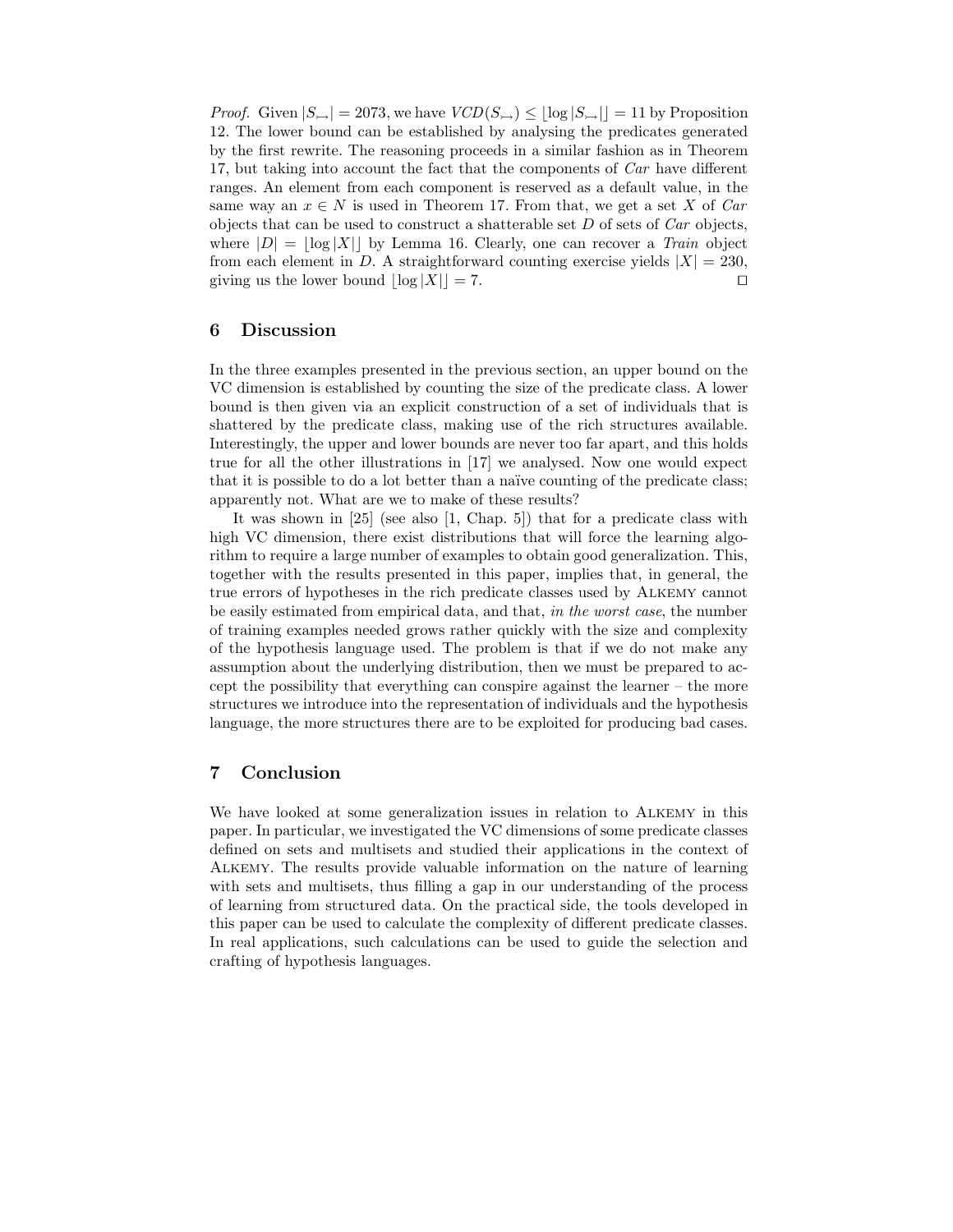*Proof.* Given $|S_{\rightarrowtail}| = 2073$, we have $VCD(S_{\rightarrowtail}) \leq \lfloor \log |S_{\rightarrowtail}| \rfloor = 11$ by Proposition 12. The lower bound can be established by analysing the predicates generated by the first rewrite. The reasoning proceeds in a similar fashion as in Theorem 17, but taking into account the fact that the components of *Car* have different ranges. An element from each component is reserved as a default value, in the same way an $x \in N$ is used in Theorem 17. From that, we get a set $X$ of *Car* objects that can be used to construct a shatterable set $D$ of sets of *Car* objects, where $|D| = \lfloor \log |X| \rfloor$ by Lemma 16. Clearly, one can recover a *Train* object from each element in $D$. A straightforward counting exercise yields $|X| = 230$, giving us the lower bound $\lfloor \log |X| \rfloor = 7$. □

## 6 Discussion

In the three examples presented in the previous section, an upper bound on the VC dimension is established by counting the size of the predicate class. A lower bound is then given via an explicit construction of a set of individuals that is shattered by the predicate class, making use of the rich structures available. Interestingly, the upper and lower bounds are never too far apart, and this holds true for all the other illustrations in [17] we analysed. Now one would expect that it is possible to do a lot better than a naïve counting of the predicate class; apparently not. What are we to make of these results?

It was shown in [25] (see also [1, Chap. 5]) that for a predicate class with high VC dimension, there exist distributions that will force the learning algorithm to require a large number of examples to obtain good generalization. This, together with the results presented in this paper, implies that, in general, the true errors of hypotheses in the rich predicate classes used by Alkemy cannot be easily estimated from empirical data, and that, *in the worst case*, the number of training examples needed grows rather quickly with the size and complexity of the hypothesis language used. The problem is that if we do not make any assumption about the underlying distribution, then we must be prepared to accept the possibility that everything can conspire against the learner – the more structures we introduce into the representation of individuals and the hypothesis language, the more structures there are to be exploited for producing bad cases.

## 7 Conclusion

We have looked at some generalization issues in relation to Alkemy in this paper. In particular, we investigated the VC dimensions of some predicate classes defined on sets and multisets and studied their applications in the context of Alkemy. The results provide valuable information on the nature of learning with sets and multisets, thus filling a gap in our understanding of the process of learning from structured data. On the practical side, the tools developed in this paper can be used to calculate the complexity of different predicate classes. In real applications, such calculations can be used to guide the selection and crafting of hypothesis languages.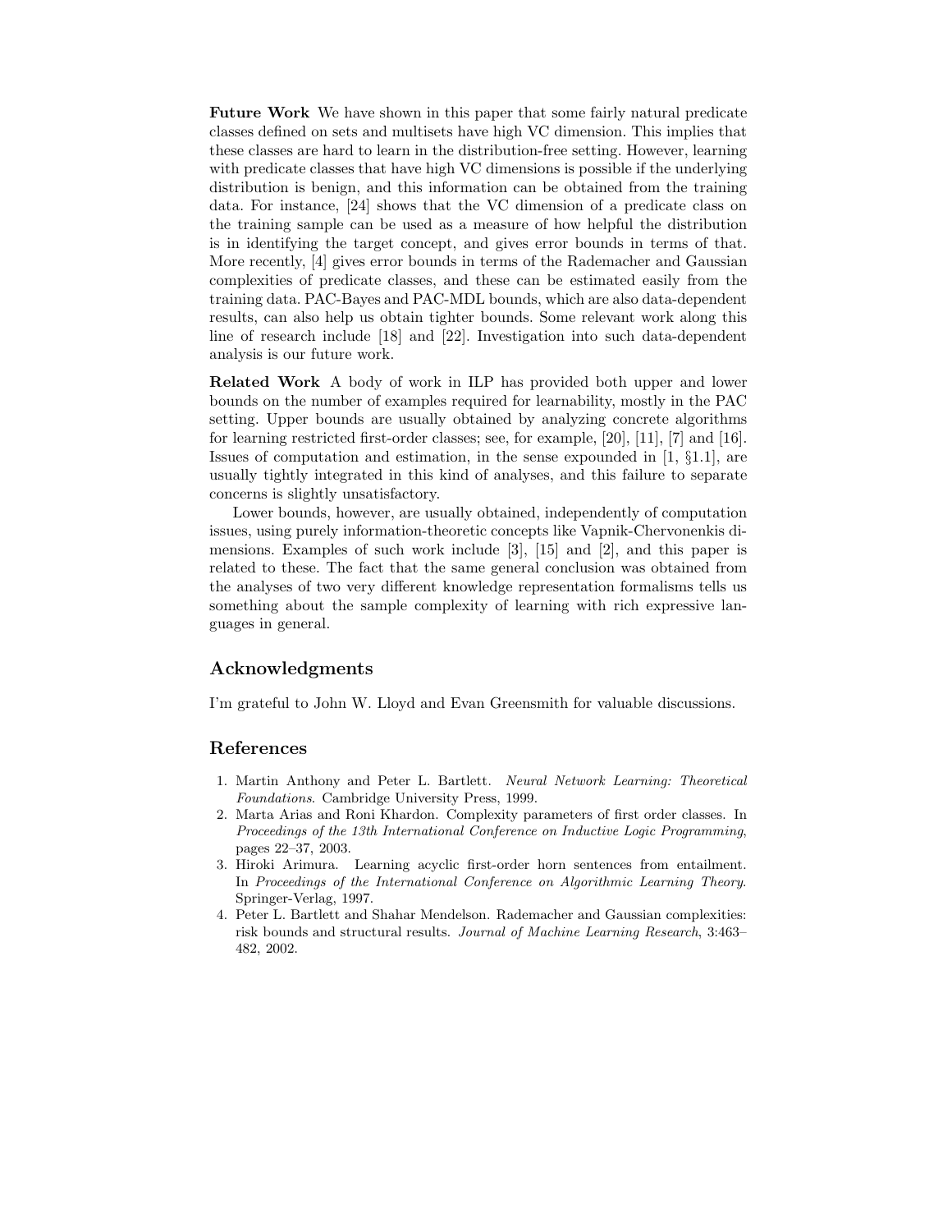**Future Work** We have shown in this paper that some fairly natural predicate classes defined on sets and multisets have high VC dimension. This implies that these classes are hard to learn in the distribution-free setting. However, learning with predicate classes that have high VC dimensions is possible if the underlying distribution is benign, and this information can be obtained from the training data. For instance, [24] shows that the VC dimension of a predicate class on the training sample can be used as a measure of how helpful the distribution is in identifying the target concept, and gives error bounds in terms of that. More recently, [4] gives error bounds in terms of the Rademacher and Gaussian complexities of predicate classes, and these can be estimated easily from the training data. PAC-Bayes and PAC-MDL bounds, which are also data-dependent results, can also help us obtain tighter bounds. Some relevant work along this line of research include [18] and [22]. Investigation into such data-dependent analysis is our future work.

**Related Work** A body of work in ILP has provided both upper and lower bounds on the number of examples required for learnability, mostly in the PAC setting. Upper bounds are usually obtained by analyzing concrete algorithms for learning restricted first-order classes; see, for example, [20], [11], [7] and [16]. Issues of computation and estimation, in the sense expounded in [1, §1.1], are usually tightly integrated in this kind of analyses, and this failure to separate concerns is slightly unsatisfactory.

Lower bounds, however, are usually obtained, independently of computation issues, using purely information-theoretic concepts like Vapnik-Chervonenkis dimensions. Examples of such work include [3], [15] and [2], and this paper is related to these. The fact that the same general conclusion was obtained from the analyses of two very different knowledge representation formalisms tells us something about the sample complexity of learning with rich expressive languages in general.

## Acknowledgments

I'm grateful to John W. Lloyd and Evan Greensmith for valuable discussions.

## References

1. Martin Anthony and Peter L. Bartlett. *Neural Network Learning: Theoretical Foundations*. Cambridge University Press, 1999.
2. Marta Arias and Roni Khardon. Complexity parameters of first order classes. In *Proceedings of the 13th International Conference on Inductive Logic Programming*, pages 22–37, 2003.
3. Hiroki Arimura. Learning acyclic first-order horn sentences from entailment. In *Proceedings of the International Conference on Algorithmic Learning Theory*. Springer-Verlag, 1997.
4. Peter L. Bartlett and Shahar Mendelson. Rademacher and Gaussian complexities: risk bounds and structural results. *Journal of Machine Learning Research*, 3:463–482, 2002.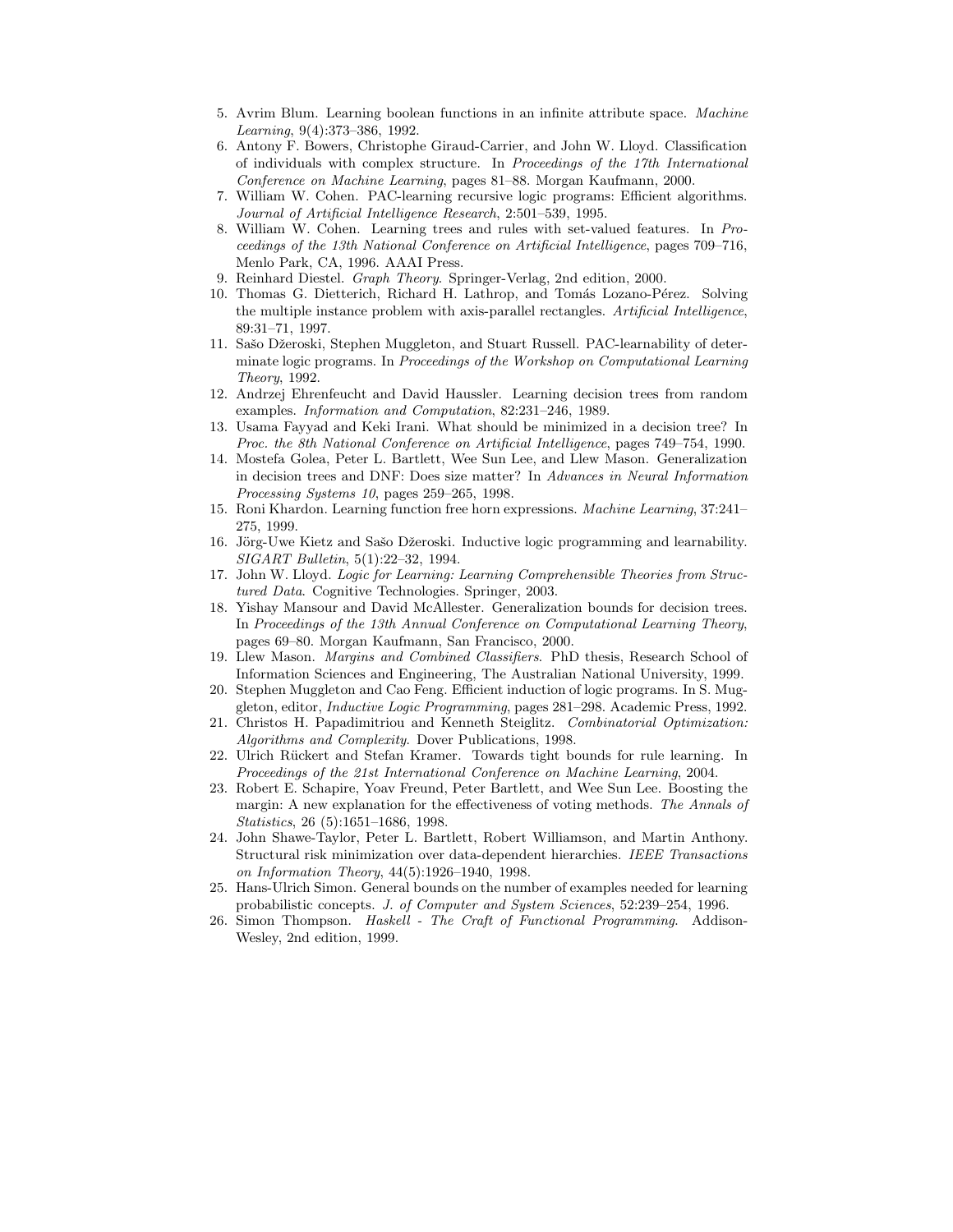5. Avrim Blum. Learning boolean functions in an infinite attribute space. *Machine Learning*, 9(4):373–386, 1992.
6. Antony F. Bowers, Christophe Giraud-Carrier, and John W. Lloyd. Classification of individuals with complex structure. In *Proceedings of the 17th International Conference on Machine Learning*, pages 81–88. Morgan Kaufmann, 2000.
7. William W. Cohen. PAC-learning recursive logic programs: Efficient algorithms. *Journal of Artificial Intelligence Research*, 2:501–539, 1995.
8. William W. Cohen. Learning trees and rules with set-valued features. In *Proceedings of the 13th National Conference on Artificial Intelligence*, pages 709–716, Menlo Park, CA, 1996. AAAI Press.
9. Reinhard Diestel. *Graph Theory*. Springer-Verlag, 2nd edition, 2000.
10. Thomas G. Dietterich, Richard H. Lathrop, and Tomás Lozano-Pérez. Solving the multiple instance problem with axis-parallel rectangles. *Artificial Intelligence*, 89:31–71, 1997.
11. Sašo Džeroski, Stephen Muggleton, and Stuart Russell. PAC-learnability of determinate logic programs. In *Proceedings of the Workshop on Computational Learning Theory*, 1992.
12. Andrzej Ehrenfeucht and David Haussler. Learning decision trees from random examples. *Information and Computation*, 82:231–246, 1989.
13. Usama Fayyad and Keki Irani. What should be minimized in a decision tree? In *Proc. the 8th National Conference on Artificial Intelligence*, pages 749–754, 1990.
14. Mostefa Golea, Peter L. Bartlett, Wee Sun Lee, and Llew Mason. Generalization in decision trees and DNF: Does size matter? In *Advances in Neural Information Processing Systems 10*, pages 259–265, 1998.
15. Roni Khardon. Learning function free horn expressions. *Machine Learning*, 37:241–275, 1999.
16. Jörg-Uwe Kietz and Sašo Džeroski. Inductive logic programming and learnability. *SIGART Bulletin*, 5(1):22–32, 1994.
17. John W. Lloyd. *Logic for Learning: Learning Comprehensible Theories from Structured Data*. Cognitive Technologies. Springer, 2003.
18. Yishay Mansour and David McAllester. Generalization bounds for decision trees. In *Proceedings of the 13th Annual Conference on Computational Learning Theory*, pages 69–80. Morgan Kaufmann, San Francisco, 2000.
19. Llew Mason. *Margins and Combined Classifiers*. PhD thesis, Research School of Information Sciences and Engineering, The Australian National University, 1999.
20. Stephen Muggleton and Cao Feng. Efficient induction of logic programs. In S. Muggleton, editor, *Inductive Logic Programming*, pages 281–298. Academic Press, 1992.
21. Christos H. Papadimitriou and Kenneth Steiglitz. *Combinatorial Optimization: Algorithms and Complexity*. Dover Publications, 1998.
22. Ulrich Rückert and Stefan Kramer. Towards tight bounds for rule learning. In *Proceedings of the 21st International Conference on Machine Learning*, 2004.
23. Robert E. Schapire, Yoav Freund, Peter Bartlett, and Wee Sun Lee. Boosting the margin: A new explanation for the effectiveness of voting methods. *The Annals of Statistics*, 26 (5):1651–1686, 1998.
24. John Shawe-Taylor, Peter L. Bartlett, Robert Williamson, and Martin Anthony. Structural risk minimization over data-dependent hierarchies. *IEEE Transactions on Information Theory*, 44(5):1926–1940, 1998.
25. Hans-Ulrich Simon. General bounds on the number of examples needed for learning probabilistic concepts. *J. of Computer and System Sciences*, 52:239–254, 1996.
26. Simon Thompson. *Haskell - The Craft of Functional Programming*. Addison-Wesley, 2nd edition, 1999.